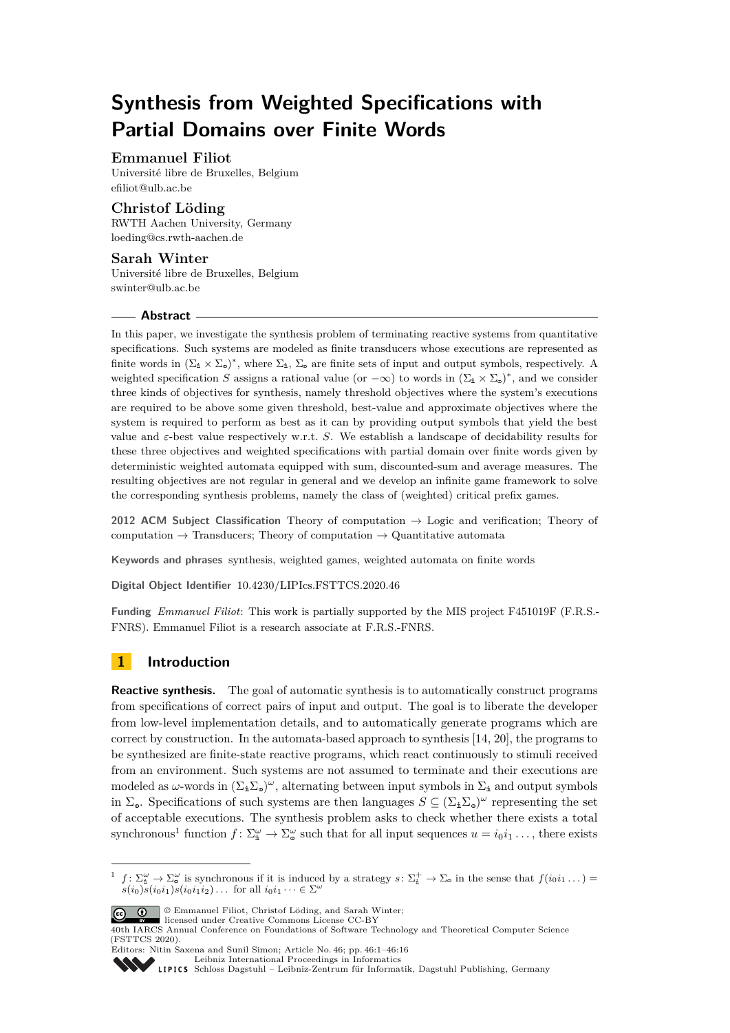# Synthesis from Weighted Specifications with Partial Domains over Finite Words

**Emmanuel Filiot**
Université libre de Bruxelles, Belgium
efiliot@ulb.ac.be

**Christof Löding**
RWTH Aachen University, Germany
loeding@cs.rwth-aachen.de

**Sarah Winter**
Université libre de Bruxelles, Belgium
swinter@ulb.ac.be

## Abstract

In this paper, we investigate the synthesis problem of terminating reactive systems from quantitative specifications. Such systems are modeled as finite transducers whose executions are represented as finite words in $(\Sigma_{\mathbb{i}} \times \Sigma_{\mathbb{o}})^*$, where $\Sigma_{\mathbb{i}}$, $\Sigma_{\mathbb{o}}$ are finite sets of input and output symbols, respectively. A weighted specification $S$ assigns a rational value (or $-\infty$) to words in $(\Sigma_{\mathbb{i}} \times \Sigma_{\mathbb{o}})^*$, and we consider three kinds of objectives for synthesis, namely threshold objectives where the system's executions are required to be above some given threshold, best-value and approximate objectives where the system is required to perform as best as it can by providing output symbols that yield the best value and $\varepsilon$-best value respectively w.r.t. $S$. We establish a landscape of decidability results for these three objectives and weighted specifications with partial domain over finite words given by deterministic weighted automata equipped with sum, discounted-sum and average measures. The resulting objectives are not regular in general and we develop an infinite game framework to solve the corresponding synthesis problems, namely the class of (weighted) critical prefix games.

**2012 ACM Subject Classification** Theory of computation → Logic and verification; Theory of computation → Transducers; Theory of computation → Quantitative automata

**Keywords and phrases** synthesis, weighted games, weighted automata on finite words

**Digital Object Identifier** 10.4230/LIPIcs.FSTTCS.2020.46

**Funding** *Emmanuel Filiot*: This work is partially supported by the MIS project F451019F (F.R.S.-FNRS). Emmanuel Filiot is a research associate at F.R.S.-FNRS.

## 1 Introduction

**Reactive synthesis.** The goal of automatic synthesis is to automatically construct programs from specifications of correct pairs of input and output. The goal is to liberate the developer from low-level implementation details, and to automatically generate programs which are correct by construction. In the automata-based approach to synthesis [14, 20], the programs to be synthesized are finite-state reactive programs, which react continuously to stimuli received from an environment. Such systems are not assumed to terminate and their executions are modeled as $\omega$-words in $(\Sigma_{\mathbb{i}}\Sigma_{\mathbb{o}})^\omega$, alternating between input symbols in $\Sigma_{\mathbb{i}}$ and output symbols in $\Sigma_{\mathbb{o}}$. Specifications of such systems are then languages $S \subseteq (\Sigma_{\mathbb{i}}\Sigma_{\mathbb{o}})^\omega$ representing the set of acceptable executions. The synthesis problem asks to check whether there exists a total synchronous[1] function $f\colon \Sigma_{\mathbb{i}}^\omega \to \Sigma_{\mathbb{o}}^\omega$ such that for all input sequences $u = i_0 i_1 \dots$, there exists

---

[1] $f\colon \Sigma_{\mathbb{i}}^\omega \to \Sigma_{\mathbb{o}}^\omega$ is synchronous if it is induced by a strategy $s\colon \Sigma_{\mathbb{i}}^+ \to \Sigma_{\mathbb{o}}$ in the sense that $f(i_0 i_1 \dots) = s(i_0)s(i_0 i_1)s(i_0 i_1 i_2)\dots$ for all $i_0 i_1 \dots \in \Sigma^\omega$

© Emmanuel Filiot, Christof Löding, and Sarah Winter;
licensed under Creative Commons License CC-BY
40th IARCS Annual Conference on Foundations of Software Technology and Theoretical Computer Science (FSTTCS 2020).
Editors: Nitin Saxena and Sunil Simon; Article No. 46; pp. 46:1–46:16
Leibniz International Proceedings in Informatics
Schloss Dagstuhl – Leibniz-Zentrum für Informatik, Dagstuhl Publishing, Germany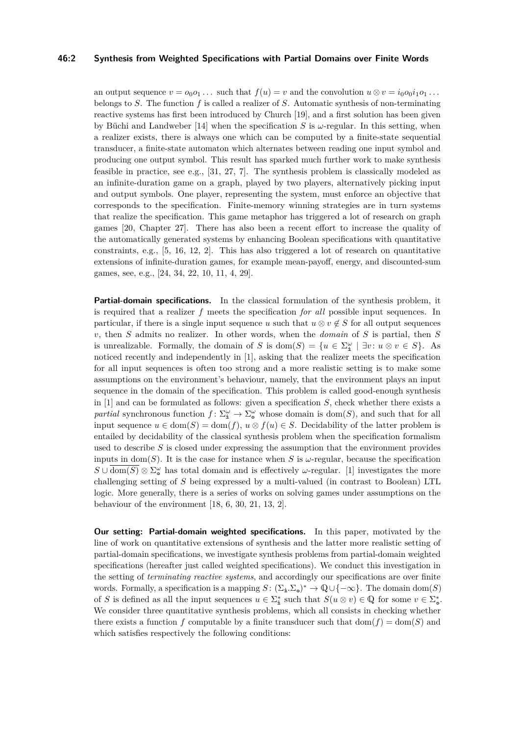an output sequence $v = o_0 o_1 \dots$ such that $f(u) = v$ and the convolution $u \otimes v = i_0 o_0 i_1 o_1 \dots$ belongs to $S$. The function $f$ is called a realizer of $S$. Automatic synthesis of non-terminating reactive systems has first been introduced by Church [19], and a first solution has been given by Büchi and Landweber [14] when the specification $S$ is $\omega$-regular. In this setting, when a realizer exists, there is always one which can be computed by a finite-state sequential transducer, a finite-state automaton which alternates between reading one input symbol and producing one output symbol. This result has sparked much further work to make synthesis feasible in practice, see e.g., [31, 27, 7]. The synthesis problem is classically modeled as an infinite-duration game on a graph, played by two players, alternatively picking input and output symbols. One player, representing the system, must enforce an objective that corresponds to the specification. Finite-memory winning strategies are in turn systems that realize the specification. This game metaphor has triggered a lot of research on graph games [20, Chapter 27]. There has also been a recent effort to increase the quality of the automatically generated systems by enhancing Boolean specifications with quantitative constraints, e.g., [5, 16, 12, 2]. This has also triggered a lot of research on quantitative extensions of infinite-duration games, for example mean-payoff, energy, and discounted-sum games, see, e.g., [24, 34, 22, 10, 11, 4, 29].

**Partial-domain specifications.** In the classical formulation of the synthesis problem, it is required that a realizer $f$ meets the specification *for all* possible input sequences. In particular, if there is a single input sequence $u$ such that $u \otimes v \notin S$ for all output sequences $v$, then $S$ admits no realizer. In other words, when the *domain* of $S$ is partial, then $S$ is unrealizable. Formally, the domain of $S$ is $\mathrm{dom}(S) = \{u \in \Sigma_{\mathtt{i}}^{\omega} \mid \exists v \colon u \otimes v \in S\}$. As noticed recently and independently in [1], asking that the realizer meets the specification for all input sequences is often too strong and a more realistic setting is to make some assumptions on the environment's behaviour, namely, that the environment plays an input sequence in the domain of the specification. This problem is called good-enough synthesis in [1] and can be formulated as follows: given a specification $S$, check whether there exists a *partial* synchronous function $f \colon \Sigma_{\mathtt{i}}^{\omega} \to \Sigma_{\mathtt{o}}^{\omega}$ whose domain is $\mathrm{dom}(S)$, and such that for all input sequence $u \in \mathrm{dom}(S) = \mathrm{dom}(f)$, $u \otimes f(u) \in S$. Decidability of the latter problem is entailed by decidability of the classical synthesis problem when the specification formalism used to describe $S$ is closed under expressing the assumption that the environment provides inputs in $\mathrm{dom}(S)$. It is the case for instance when $S$ is $\omega$-regular, because the specification $S \cup \overline{\mathrm{dom}(S)} \otimes \Sigma_{\mathtt{o}}^{\omega}$ has total domain and is effectively $\omega$-regular. [1] investigates the more challenging setting of $S$ being expressed by a multi-valued (in contrast to Boolean) LTL logic. More generally, there is a series of works on solving games under assumptions on the behaviour of the environment [18, 6, 30, 21, 13, 2].

**Our setting: Partial-domain weighted specifications.** In this paper, motivated by the line of work on quantitative extensions of synthesis and the latter more realistic setting of partial-domain specifications, we investigate synthesis problems from partial-domain weighted specifications (hereafter just called weighted specifications). We conduct this investigation in the setting of *terminating reactive systems*, and accordingly our specifications are over finite words. Formally, a specification is a mapping $S \colon (\Sigma_{\mathtt{i}}.\Sigma_{\mathtt{o}})^{*} \to \mathbb{Q} \cup \{-\infty\}$. The domain $\mathrm{dom}(S)$ of $S$ is defined as all the input sequences $u \in \Sigma_{\mathtt{i}}^{*}$ such that $S(u \otimes v) \in \mathbb{Q}$ for some $v \in \Sigma_{\mathtt{o}}^{*}$. We consider three quantitative synthesis problems, which all consists in checking whether there exists a function $f$ computable by a finite transducer such that $\mathrm{dom}(f) = \mathrm{dom}(S)$ and which satisfies respectively the following conditions: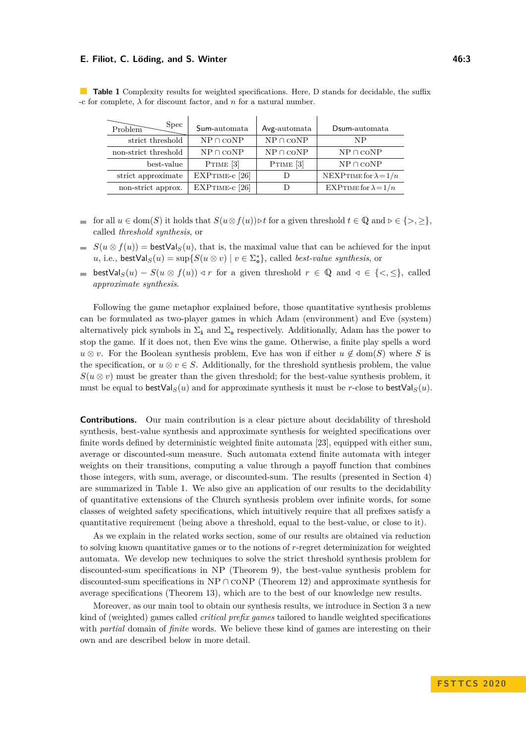**Table 1** Complexity results for weighted specifications. Here, D stands for decidable, the suffix -c for complete, $\lambda$ for discount factor, and $n$ for a natural number.

| Problem \ Spec | Sum-automata | Avg-automata | Dsum-automata |
|---|---|---|---|
| strict threshold | NP ∩ coNP | NP ∩ coNP | NP |
| non-strict threshold | NP ∩ coNP | NP ∩ coNP | NP ∩ coNP |
| best-value | PTIME [3] | PTIME [3] | NP ∩ coNP |
| strict approximate | EXPTIME-c [26] | D | NEXPTIME for $\lambda = 1/n$ |
| non-strict approx. | EXPTIME-c [26] | D | EXPTIME for $\lambda = 1/n$ |

- for all $u \in \text{dom}(S)$ it holds that $S(u \otimes f(u)) \triangleright t$ for a given threshold $t \in \mathbb{Q}$ and $\triangleright \in \{>, \geq\}$, called *threshold synthesis*, or
- $S(u \otimes f(u)) = \mathsf{bestVal}_S(u)$, that is, the maximal value that can be achieved for the input $u$, i.e., $\mathsf{bestVal}_S(u) = \sup\{S(u \otimes v) \mid v \in \Sigma_{\mathbb{o}}^*\}$, called *best-value synthesis*, or
- $\mathsf{bestVal}_S(u) - S(u \otimes f(u)) \triangleleft r$ for a given threshold $r \in \mathbb{Q}$ and $\triangleleft \in \{<, \leq\}$, called *approximate synthesis*.

Following the game metaphor explained before, those quantitative synthesis problems can be formulated as two-player games in which Adam (environment) and Eve (system) alternatively pick symbols in $\Sigma_{\mathbb{i}}$ and $\Sigma_{\mathbb{o}}$ respectively. Additionally, Adam has the power to stop the game. If it does not, then Eve wins the game. Otherwise, a finite play spells a word $u \otimes v$. For the Boolean synthesis problem, Eve has won if either $u \notin \text{dom}(S)$ where $S$ is the specification, or $u \otimes v \in S$. Additionally, for the threshold synthesis problem, the value $S(u \otimes v)$ must be greater than the given threshold; for the best-value synthesis problem, it must be equal to $\mathsf{bestVal}_S(u)$ and for approximate synthesis it must be $r$-close to $\mathsf{bestVal}_S(u)$.

**Contributions.** Our main contribution is a clear picture about decidability of threshold synthesis, best-value synthesis and approximate synthesis for weighted specifications over finite words defined by deterministic weighted finite automata [23], equipped with either sum, average or discounted-sum measure. Such automata extend finite automata with integer weights on their transitions, computing a value through a payoff function that combines those integers, with sum, average, or discounted-sum. The results (presented in Section 4) are summarized in Table 1. We also give an application of our results to the decidability of quantitative extensions of the Church synthesis problem over infinite words, for some classes of weighted safety specifications, which intuitively require that all prefixes satisfy a quantitative requirement (being above a threshold, equal to the best-value, or close to it).

As we explain in the related works section, some of our results are obtained via reduction to solving known quantitative games or to the notions of $r$-regret determinization for weighted automata. We develop new techniques to solve the strict threshold synthesis problem for discounted-sum specifications in NP (Theorem 9), the best-value synthesis problem for discounted-sum specifications in NP ∩ coNP (Theorem 12) and approximate synthesis for average specifications (Theorem 13), which are to the best of our knowledge new results.

Moreover, as our main tool to obtain our synthesis results, we introduce in Section 3 a new kind of (weighted) games called *critical prefix games* tailored to handle weighted specifications with *partial* domain of *finite* words. We believe these kind of games are interesting on their own and are described below in more detail.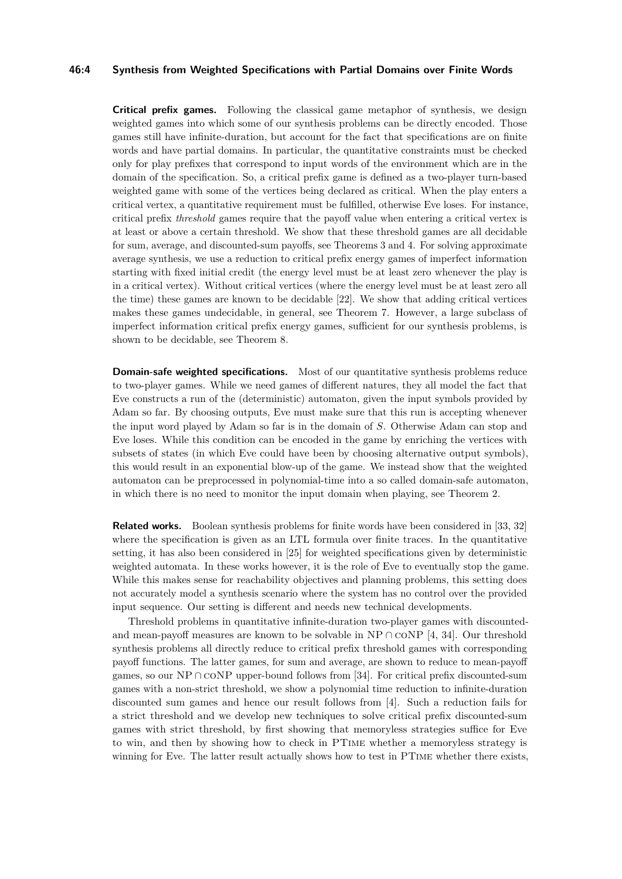**Critical prefix games.** Following the classical game metaphor of synthesis, we design weighted games into which some of our synthesis problems can be directly encoded. Those games still have infinite-duration, but account for the fact that specifications are on finite words and have partial domains. In particular, the quantitative constraints must be checked only for play prefixes that correspond to input words of the environment which are in the domain of the specification. So, a critical prefix game is defined as a two-player turn-based weighted game with some of the vertices being declared as critical. When the play enters a critical vertex, a quantitative requirement must be fulfilled, otherwise Eve loses. For instance, critical prefix *threshold* games require that the payoff value when entering a critical vertex is at least or above a certain threshold. We show that these threshold games are all decidable for sum, average, and discounted-sum payoffs, see Theorems 3 and 4. For solving approximate average synthesis, we use a reduction to critical prefix energy games of imperfect information starting with fixed initial credit (the energy level must be at least zero whenever the play is in a critical vertex). Without critical vertices (where the energy level must be at least zero all the time) these games are known to be decidable [22]. We show that adding critical vertices makes these games undecidable, in general, see Theorem 7. However, a large subclass of imperfect information critical prefix energy games, sufficient for our synthesis problems, is shown to be decidable, see Theorem 8.

**Domain-safe weighted specifications.** Most of our quantitative synthesis problems reduce to two-player games. While we need games of different natures, they all model the fact that Eve constructs a run of the (deterministic) automaton, given the input symbols provided by Adam so far. By choosing outputs, Eve must make sure that this run is accepting whenever the input word played by Adam so far is in the domain of $S$. Otherwise Adam can stop and Eve loses. While this condition can be encoded in the game by enriching the vertices with subsets of states (in which Eve could have been by choosing alternative output symbols), this would result in an exponential blow-up of the game. We instead show that the weighted automaton can be preprocessed in polynomial-time into a so called domain-safe automaton, in which there is no need to monitor the input domain when playing, see Theorem 2.

**Related works.** Boolean synthesis problems for finite words have been considered in [33, 32] where the specification is given as an LTL formula over finite traces. In the quantitative setting, it has also been considered in [25] for weighted specifications given by deterministic weighted automata. In these works however, it is the role of Eve to eventually stop the game. While this makes sense for reachability objectives and planning problems, this setting does not accurately model a synthesis scenario where the system has no control over the provided input sequence. Our setting is different and needs new technical developments.

Threshold problems in quantitative infinite-duration two-player games with discounted- and mean-payoff measures are known to be solvable in NP $\cap$ coNP [4, 34]. Our threshold synthesis problems all directly reduce to critical prefix threshold games with corresponding payoff functions. The latter games, for sum and average, are shown to reduce to mean-payoff games, so our NP $\cap$ coNP upper-bound follows from [34]. For critical prefix discounted-sum games with a non-strict threshold, we show a polynomial time reduction to infinite-duration discounted sum games and hence our result follows from [4]. Such a reduction fails for a strict threshold and we develop new techniques to solve critical prefix discounted-sum games with strict threshold, by first showing that memoryless strategies suffice for Eve to win, and then by showing how to check in PTime whether a memoryless strategy is winning for Eve. The latter result actually shows how to test in PTime whether there exists,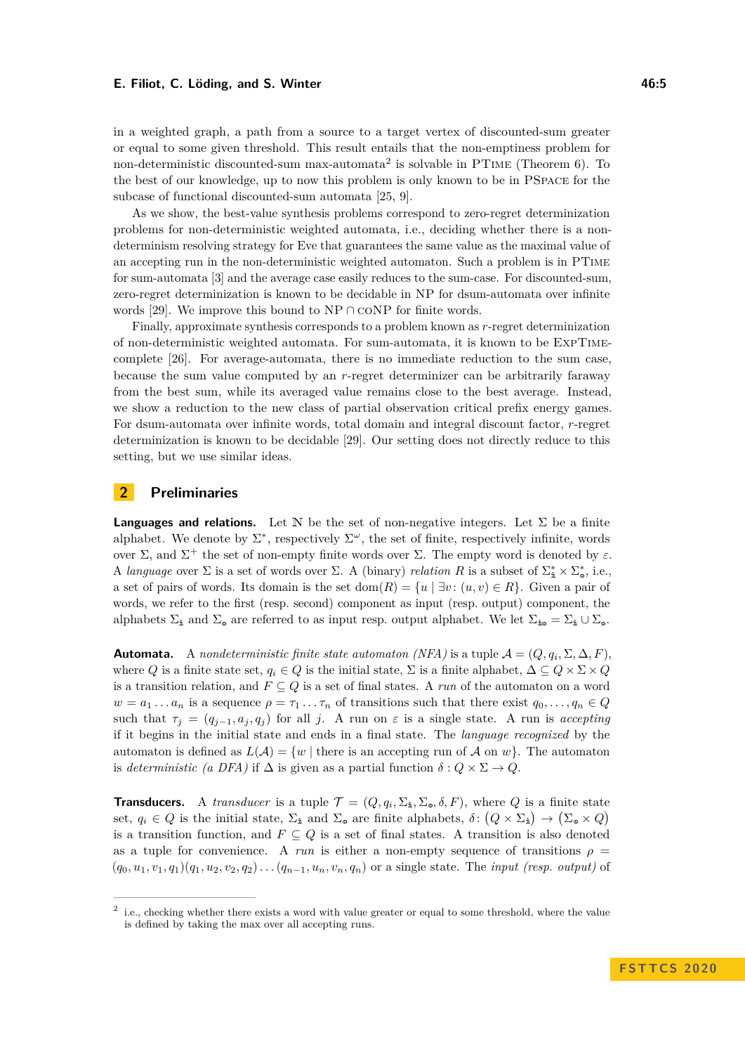in a weighted graph, a path from a source to a target vertex of discounted-sum greater or equal to some given threshold. This result entails that the non-emptiness problem for non-deterministic discounted-sum max-automata[2] is solvable in PTime (Theorem 6). To the best of our knowledge, up to now this problem is only known to be in PSpace for the subcase of functional discounted-sum automata [25, 9].

As we show, the best-value synthesis problems correspond to zero-regret determinization problems for non-deterministic weighted automata, i.e., deciding whether there is a non-determinism resolving strategy for Eve that guarantees the same value as the maximal value of an accepting run in the non-deterministic weighted automaton. Such a problem is in PTime for sum-automata [3] and the average case easily reduces to the sum-case. For discounted-sum, zero-regret determinization is known to be decidable in NP for dsum-automata over infinite words [29]. We improve this bound to NP $\cap$ coNP for finite words.

Finally, approximate synthesis corresponds to a problem known as $r$-regret determinization of non-deterministic weighted automata. For sum-automata, it is known to be ExpTime-complete [26]. For average-automata, there is no immediate reduction to the sum case, because the sum value computed by an $r$-regret determinizer can be arbitrarily faraway from the best sum, while its averaged value remains close to the best average. Instead, we show a reduction to the new class of partial observation critical prefix energy games. For dsum-automata over infinite words, total domain and integral discount factor, $r$-regret determinization is known to be decidable [29]. Our setting does not directly reduce to this setting, but we use similar ideas.

## 2 Preliminaries

**Languages and relations.** Let $\mathbb{N}$ be the set of non-negative integers. Let $\Sigma$ be a finite alphabet. We denote by $\Sigma^*$, respectively $\Sigma^\omega$, the set of finite, respectively infinite, words over $\Sigma$, and $\Sigma^+$ the set of non-empty finite words over $\Sigma$. The empty word is denoted by $\varepsilon$. A *language* over $\Sigma$ is a set of words over $\Sigma$. A (binary) *relation* $R$ is a subset of $\Sigma_{\mathtt{i}}^* \times \Sigma_{\mathtt{o}}^*$, i.e., a set of pairs of words. Its domain is the set $\mathrm{dom}(R) = \{u \mid \exists v \colon (u,v) \in R\}$. Given a pair of words, we refer to the first (resp. second) component as input (resp. output) component, the alphabets $\Sigma_{\mathtt{i}}$ and $\Sigma_{\mathtt{o}}$ are referred to as input resp. output alphabet. We let $\Sigma_{\mathtt{io}} = \Sigma_{\mathtt{i}} \cup \Sigma_{\mathtt{o}}$.

**Automata.** A *nondeterministic finite state automaton (NFA)* is a tuple $\mathcal{A} = (Q, q_i, \Sigma, \Delta, F)$, where $Q$ is a finite state set, $q_i \in Q$ is the initial state, $\Sigma$ is a finite alphabet, $\Delta \subseteq Q \times \Sigma \times Q$ is a transition relation, and $F \subseteq Q$ is a set of final states. A *run* of the automaton on a word $w = a_1 \dots a_n$ is a sequence $\rho = \tau_1 \dots \tau_n$ of transitions such that there exist $q_0, \dots, q_n \in Q$ such that $\tau_j = (q_{j-1}, a_j, q_j)$ for all $j$. A run on $\varepsilon$ is a single state. A run is *accepting* if it begins in the initial state and ends in a final state. The *language recognized* by the automaton is defined as $L(\mathcal{A}) = \{w \mid \text{there is an accepting run of } \mathcal{A} \text{ on } w\}$. The automaton is *deterministic (a DFA)* if $\Delta$ is given as a partial function $\delta : Q \times \Sigma \to Q$.

**Transducers.** A *transducer* is a tuple $\mathcal{T} = (Q, q_i, \Sigma_{\mathtt{i}}, \Sigma_{\mathtt{o}}, \delta, F)$, where $Q$ is a finite state set, $q_i \in Q$ is the initial state, $\Sigma_{\mathtt{i}}$ and $\Sigma_{\mathtt{o}}$ are finite alphabets, $\delta \colon (Q \times \Sigma_{\mathtt{i}}) \to (\Sigma_{\mathtt{o}}^* \times Q)$ is a transition function, and $F \subseteq Q$ is a set of final states. A transition is also denoted as a tuple for convenience. A *run* is either a non-empty sequence of transitions $\rho = (q_0, u_1, v_1, q_1)(q_1, u_2, v_2, q_2) \dots (q_{n-1}, u_n, v_n, q_n)$ or a single state. The *input (resp. output)* of

[2] i.e., checking whether there exists a word with value greater or equal to some threshold, where the value is defined by taking the max over all accepting runs.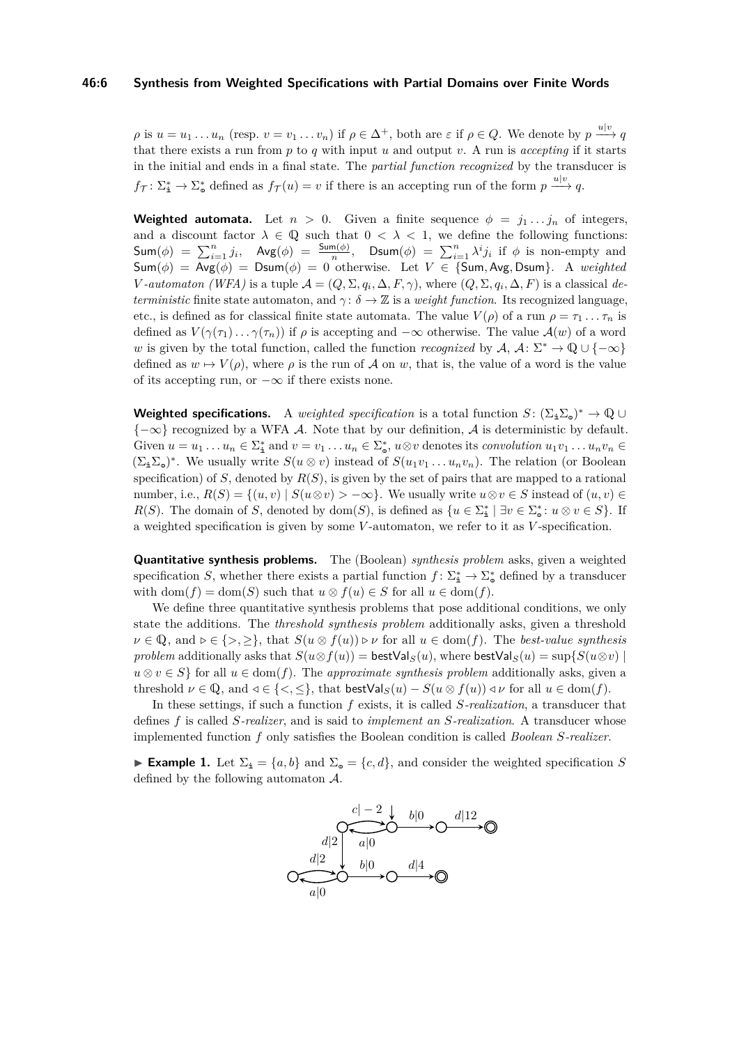$\rho$ is $u = u_1 \dots u_n$ (resp. $v = v_1 \dots v_n$) if $\rho \in \Delta^+$, both are $\varepsilon$ if $\rho \in Q$. We denote by $p \xrightarrow{u|v} q$ that there exists a run from $p$ to $q$ with input $u$ and output $v$. A run is *accepting* if it starts in the initial and ends in a final state. The *partial function recognized* by the transducer is $f_{\mathcal{T}} \colon \Sigma_{\mathtt{i}}^* \to \Sigma_{\mathtt{o}}^*$ defined as $f_{\mathcal{T}}(u) = v$ if there is an accepting run of the form $p \xrightarrow{u|v} q$.

**Weighted automata.** Let $n > 0$. Given a finite sequence $\phi = j_1 \dots j_n$ of integers, and a discount factor $\lambda \in \mathbb{Q}$ such that $0 < \lambda < 1$, we define the following functions: $\mathsf{Sum}(\phi) = \sum_{i=1}^n j_i$, $\mathsf{Avg}(\phi) = \frac{\mathsf{Sum}(\phi)}{n}$, $\mathsf{Dsum}(\phi) = \sum_{i=1}^n \lambda^i j_i$ if $\phi$ is non-empty and $\mathsf{Sum}(\phi) = \mathsf{Avg}(\phi) = \mathsf{Dsum}(\phi) = 0$ otherwise. Let $V \in \{\mathsf{Sum}, \mathsf{Avg}, \mathsf{Dsum}\}$. A *weighted $V$-automaton (WFA)* is a tuple $\mathcal{A} = (Q, \Sigma, q_i, \Delta, F, \gamma)$, where $(Q, \Sigma, q_i, \Delta, F)$ is a classical *deterministic* finite state automaton, and $\gamma \colon \delta \to \mathbb{Z}$ is a *weight function*. Its recognized language, etc., is defined as for classical finite state automata. The value $V(\rho)$ of a run $\rho = \tau_1 \dots \tau_n$ is defined as $V(\gamma(\tau_1) \dots \gamma(\tau_n))$ if $\rho$ is accepting and $-\infty$ otherwise. The value $\mathcal{A}(w)$ of a word $w$ is given by the total function, called the function *recognized* by $\mathcal{A}$, $\mathcal{A} \colon \Sigma^* \to \mathbb{Q} \cup \{-\infty\}$ defined as $w \mapsto V(\rho)$, where $\rho$ is the run of $\mathcal{A}$ on $w$, that is, the value of a word is the value of its accepting run, or $-\infty$ if there exists none.

**Weighted specifications.** A *weighted specification* is a total function $S \colon (\Sigma_{\mathtt{i}}\Sigma_{\mathtt{o}})^* \to \mathbb{Q} \cup \{-\infty\}$ recognized by a WFA $\mathcal{A}$. Note that by our definition, $\mathcal{A}$ is deterministic by default. Given $u = u_1 \dots u_n \in \Sigma_{\mathtt{i}}^*$ and $v = v_1 \dots v_n \in \Sigma_{\mathtt{o}}^*$, $u \otimes v$ denotes its *convolution* $u_1 v_1 \dots u_n v_n \in (\Sigma_{\mathtt{i}}\Sigma_{\mathtt{o}})^*$. We usually write $S(u \otimes v)$ instead of $S(u_1 v_1 \dots u_n v_n)$. The relation (or Boolean specification) of $S$, denoted by $R(S)$, is given by the set of pairs that are mapped to a rational number, i.e., $R(S) = \{(u, v) \mid S(u \otimes v) > -\infty\}$. We usually write $u \otimes v \in S$ instead of $(u, v) \in R(S)$. The domain of $S$, denoted by $\mathrm{dom}(S)$, is defined as $\{u \in \Sigma_{\mathtt{i}}^* \mid \exists v \in \Sigma_{\mathtt{o}}^* \colon u \otimes v \in S\}$. If a weighted specification is given by some $V$-automaton, we refer to it as $V$-specification.

**Quantitative synthesis problems.** The (Boolean) *synthesis problem* asks, given a weighted specification $S$, whether there exists a partial function $f \colon \Sigma_{\mathtt{i}}^* \to \Sigma_{\mathtt{o}}^*$ defined by a transducer with $\mathrm{dom}(f) = \mathrm{dom}(S)$ such that $u \otimes f(u) \in S$ for all $u \in \mathrm{dom}(f)$.

We define three quantitative synthesis problems that pose additional conditions, we only state the additions. The *threshold synthesis problem* additionally asks, given a threshold $\nu \in \mathbb{Q}$, and $\triangleright \in \{>, \geq\}$, that $S(u \otimes f(u)) \triangleright \nu$ for all $u \in \mathrm{dom}(f)$. The *best-value synthesis problem* additionally asks that $S(u \otimes f(u)) = \mathsf{bestVal}_S(u)$, where $\mathsf{bestVal}_S(u) = \sup\{S(u \otimes v) \mid u \otimes v \in S\}$ for all $u \in \mathrm{dom}(f)$. The *approximate synthesis problem* additionally asks, given a threshold $\nu \in \mathbb{Q}$, and $\triangleleft \in \{<, \leq\}$, that $\mathsf{bestVal}_S(u) - S(u \otimes f(u)) \triangleleft \nu$ for all $u \in \mathrm{dom}(f)$.

In these settings, if such a function $f$ exists, it is called *$S$-realization*, a transducer that defines $f$ is called *$S$-realizer*, and is said to *implement an $S$-realization*. A transducer whose implemented function $f$ only satisfies the Boolean condition is called *Boolean $S$-realizer*.

▶ **Example 1.** Let $\Sigma_{\mathtt{i}} = \{a, b\}$ and $\Sigma_{\mathtt{o}} = \{c, d\}$, and consider the weighted specification $S$ defined by the following automaton $\mathcal{A}$.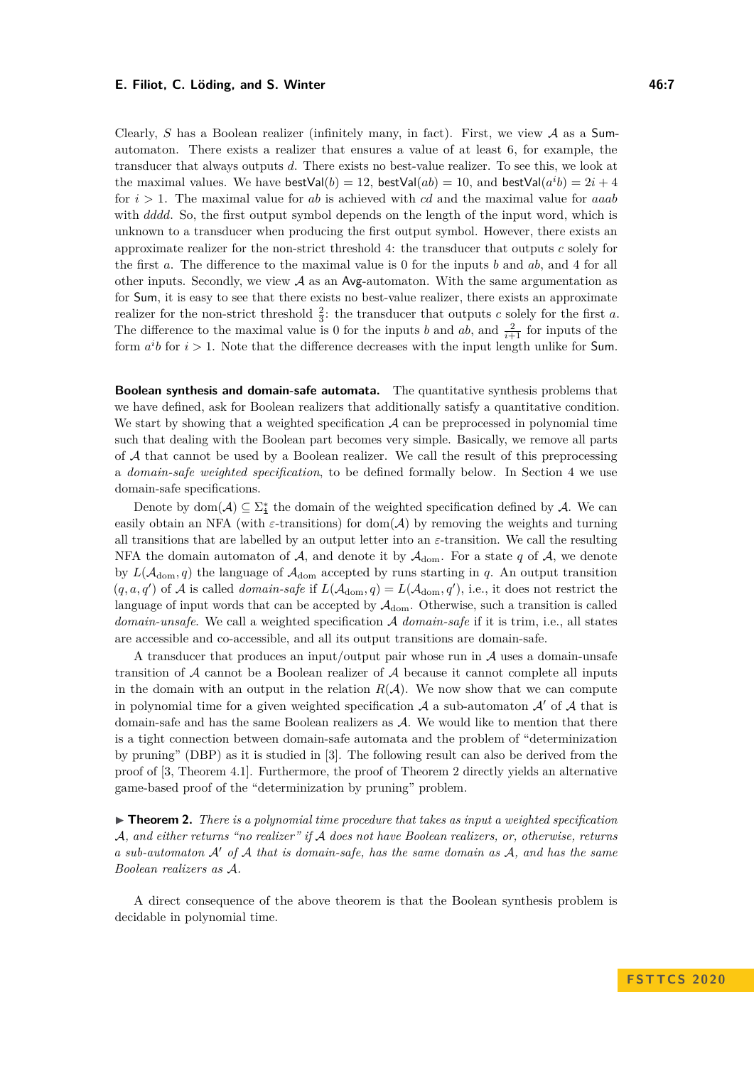Clearly, $S$ has a Boolean realizer (infinitely many, in fact). First, we view $\mathcal{A}$ as a Sum-automaton. There exists a realizer that ensures a value of at least 6, for example, the transducer that always outputs $d$. There exists no best-value realizer. To see this, we look at the maximal values. We have $\mathsf{bestVal}(b) = 12$, $\mathsf{bestVal}(ab) = 10$, and $\mathsf{bestVal}(a^i b) = 2i + 4$ for $i > 1$. The maximal value for $ab$ is achieved with $cd$ and the maximal value for $aaab$ with $dddd$. So, the first output symbol depends on the length of the input word, which is unknown to a transducer when producing the first output symbol. However, there exists an approximate realizer for the non-strict threshold 4: the transducer that outputs $c$ solely for the first $a$. The difference to the maximal value is 0 for the inputs $b$ and $ab$, and 4 for all other inputs. Secondly, we view $\mathcal{A}$ as an Avg-automaton. With the same argumentation as for Sum, it is easy to see that there exists no best-value realizer, there exists an approximate realizer for the non-strict threshold $\frac{2}{3}$: the transducer that outputs $c$ solely for the first $a$. The difference to the maximal value is 0 for the inputs $b$ and $ab$, and $\frac{2}{i+1}$ for inputs of the form $a^i b$ for $i > 1$. Note that the difference decreases with the input length unlike for Sum.

**Boolean synthesis and domain-safe automata.** The quantitative synthesis problems that we have defined, ask for Boolean realizers that additionally satisfy a quantitative condition. We start by showing that a weighted specification $\mathcal{A}$ can be preprocessed in polynomial time such that dealing with the Boolean part becomes very simple. Basically, we remove all parts of $\mathcal{A}$ that cannot be used by a Boolean realizer. We call the result of this preprocessing a *domain-safe weighted specification*, to be defined formally below. In Section 4 we use domain-safe specifications.

Denote by $\mathrm{dom}(\mathcal{A}) \subseteq \Sigma_{\mathbb{i}}^*$ the domain of the weighted specification defined by $\mathcal{A}$. We can easily obtain an NFA (with $\varepsilon$-transitions) for $\mathrm{dom}(\mathcal{A})$ by removing the weights and turning all transitions that are labelled by an output letter into an $\varepsilon$-transition. We call the resulting NFA the domain automaton of $\mathcal{A}$, and denote it by $\mathcal{A}_{\mathrm{dom}}$. For a state $q$ of $\mathcal{A}$, we denote by $L(\mathcal{A}_{\mathrm{dom}}, q)$ the language of $\mathcal{A}_{\mathrm{dom}}$ accepted by runs starting in $q$. An output transition $(q, a, q')$ of $\mathcal{A}$ is called *domain-safe* if $L(\mathcal{A}_{\mathrm{dom}}, q) = L(\mathcal{A}_{\mathrm{dom}}, q')$, i.e., it does not restrict the language of input words that can be accepted by $\mathcal{A}_{\mathrm{dom}}$. Otherwise, such a transition is called *domain-unsafe*. We call a weighted specification $\mathcal{A}$ *domain-safe* if it is trim, i.e., all states are accessible and co-accessible, and all its output transitions are domain-safe.

A transducer that produces an input/output pair whose run in $\mathcal{A}$ uses a domain-unsafe transition of $\mathcal{A}$ cannot be a Boolean realizer of $\mathcal{A}$ because it cannot complete all inputs in the domain with an output in the relation $R(\mathcal{A})$. We now show that we can compute in polynomial time for a given weighted specification $\mathcal{A}$ a sub-automaton $\mathcal{A}'$ of $\mathcal{A}$ that is domain-safe and has the same Boolean realizers as $\mathcal{A}$. We would like to mention that there is a tight connection between domain-safe automata and the problem of "determinization by pruning" (DBP) as it is studied in [3]. The following result can also be derived from the proof of [3, Theorem 4.1]. Furthermore, the proof of Theorem 2 directly yields an alternative game-based proof of the "determinization by pruning" problem.

▶ **Theorem 2.** *There is a polynomial time procedure that takes as input a weighted specification $\mathcal{A}$, and either returns "no realizer" if $\mathcal{A}$ does not have Boolean realizers, or, otherwise, returns a sub-automaton $\mathcal{A}'$ of $\mathcal{A}$ that is domain-safe, has the same domain as $\mathcal{A}$, and has the same Boolean realizers as $\mathcal{A}$.*

A direct consequence of the above theorem is that the Boolean synthesis problem is decidable in polynomial time.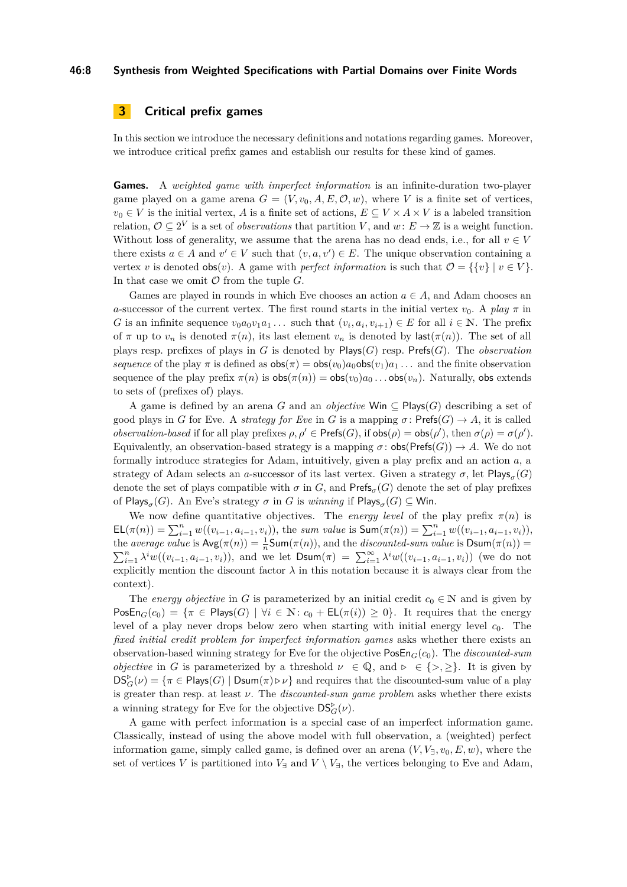## 3 Critical prefix games

In this section we introduce the necessary definitions and notations regarding games. Moreover, we introduce critical prefix games and establish our results for these kind of games.

**Games.** A *weighted game with imperfect information* is an infinite-duration two-player game played on a game arena $G = (V, v_0, A, E, \mathcal{O}, w)$, where $V$ is a finite set of vertices, $v_0 \in V$ is the initial vertex, $A$ is a finite set of actions, $E \subseteq V \times A \times V$ is a labeled transition relation, $\mathcal{O} \subseteq 2^V$ is a set of *observations* that partition $V$, and $w\colon E \to \mathbb{Z}$ is a weight function. Without loss of generality, we assume that the arena has no dead ends, i.e., for all $v \in V$ there exists $a \in A$ and $v' \in V$ such that $(v, a, v') \in E$. The unique observation containing a vertex $v$ is denoted $\mathsf{obs}(v)$. A game with *perfect information* is such that $\mathcal{O} = \{\{v\} \mid v \in V\}$. In that case we omit $\mathcal{O}$ from the tuple $G$.

Games are played in rounds in which Eve chooses an action $a \in A$, and Adam chooses an $a$-successor of the current vertex. The first round starts in the initial vertex $v_0$. A *play* $\pi$ in $G$ is an infinite sequence $v_0 a_0 v_1 a_1 \ldots$ such that $(v_i, a_i, v_{i+1}) \in E$ for all $i \in \mathbb{N}$. The prefix of $\pi$ up to $v_n$ is denoted $\pi(n)$, its last element $v_n$ is denoted by $\mathsf{last}(\pi(n))$. The set of all plays resp. prefixes of plays in $G$ is denoted by $\mathsf{Plays}(G)$ resp. $\mathsf{Prefs}(G)$. The *observation sequence* of the play $\pi$ is defined as $\mathsf{obs}(\pi) = \mathsf{obs}(v_0)a_0\mathsf{obs}(v_1)a_1 \ldots$ and the finite observation sequence of the play prefix $\pi(n)$ is $\mathsf{obs}(\pi(n)) = \mathsf{obs}(v_0)a_0 \ldots \mathsf{obs}(v_n)$. Naturally, $\mathsf{obs}$ extends to sets of (prefixes of) plays.

A game is defined by an arena $G$ and an *objective* $\mathsf{Win} \subseteq \mathsf{Plays}(G)$ describing a set of good plays in $G$ for Eve. A *strategy for Eve* in $G$ is a mapping $\sigma\colon \mathsf{Prefs}(G) \to A$, it is called *observation-based* if for all play prefixes $\rho, \rho' \in \mathsf{Prefs}(G)$, if $\mathsf{obs}(\rho) = \mathsf{obs}(\rho')$, then $\sigma(\rho) = \sigma(\rho')$. Equivalently, an observation-based strategy is a mapping $\sigma\colon \mathsf{obs}(\mathsf{Prefs}(G)) \to A$. We do not formally introduce strategies for Adam, intuitively, given a play prefix and an action $a$, a strategy of Adam selects an $a$-successor of its last vertex. Given a strategy $\sigma$, let $\mathsf{Plays}_\sigma(G)$ denote the set of plays compatible with $\sigma$ in $G$, and $\mathsf{Prefs}_\sigma(G)$ denote the set of play prefixes of $\mathsf{Plays}_\sigma(G)$. An Eve's strategy $\sigma$ in $G$ is *winning* if $\mathsf{Plays}_\sigma(G) \subseteq \mathsf{Win}$.

We now define quantitative objectives. The *energy level* of the play prefix $\pi(n)$ is $\mathsf{EL}(\pi(n)) = \sum_{i=1}^{n} w((v_{i-1}, a_{i-1}, v_i))$, the *sum value* is $\mathsf{Sum}(\pi(n)) = \sum_{i=1}^{n} w((v_{i-1}, a_{i-1}, v_i))$, the *average value* is $\mathsf{Avg}(\pi(n)) = \frac{1}{n}\mathsf{Sum}(\pi(n))$, and the *discounted-sum value* is $\mathsf{Dsum}(\pi(n)) = \sum_{i=1}^{n} \lambda^i w((v_{i-1}, a_{i-1}, v_i))$, and we let $\mathsf{Dsum}(\pi) = \sum_{i=1}^{\infty} \lambda^i w((v_{i-1}, a_{i-1}, v_i))$ (we do not explicitly mention the discount factor $\lambda$ in this notation because it is always clear from the context).

The *energy objective* in $G$ is parameterized by an initial credit $c_0 \in \mathbb{N}$ and is given by $\mathsf{PosEn}_G(c_0) = \{\pi \in \mathsf{Plays}(G) \mid \forall i \in \mathbb{N}\colon c_0 + \mathsf{EL}(\pi(i)) \geq 0\}$. It requires that the energy level of a play never drops below zero when starting with initial energy level $c_0$. The *fixed initial credit problem for imperfect information games* asks whether there exists an observation-based winning strategy for Eve for the objective $\mathsf{PosEn}_G(c_0)$. The *discounted-sum objective* in $G$ is parameterized by a threshold $\nu \in \mathbb{Q}$, and $\triangleright \in \{>, \geq\}$. It is given by $\mathsf{DS}_G^{\triangleright}(\nu) = \{\pi \in \mathsf{Plays}(G) \mid \mathsf{Dsum}(\pi) \triangleright \nu\}$ and requires that the discounted-sum value of a play is greater than resp. at least $\nu$. The *discounted-sum game problem* asks whether there exists a winning strategy for Eve for the objective $\mathsf{DS}_G^{\triangleright}(\nu)$.

A game with perfect information is a special case of an imperfect information game. Classically, instead of using the above model with full observation, a (weighted) perfect information game, simply called game, is defined over an arena $(V, V_\exists, v_0, E, w)$, where the set of vertices $V$ is partitioned into $V_\exists$ and $V \setminus V_\exists$, the vertices belonging to Eve and Adam,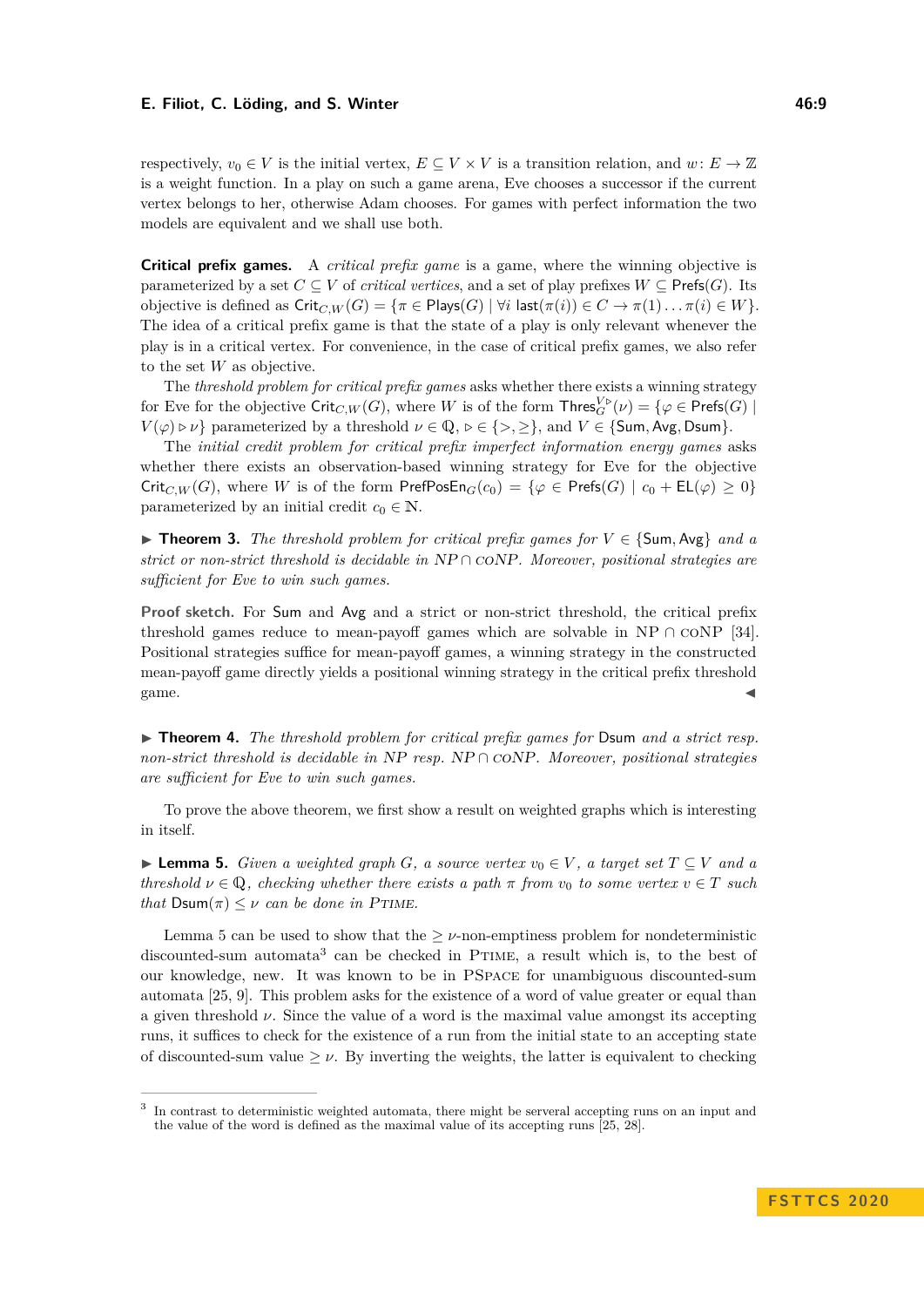respectively, $v_0 \in V$ is the initial vertex, $E \subseteq V \times V$ is a transition relation, and $w\colon E \to \mathbb{Z}$ is a weight function. In a play on such a game arena, Eve chooses a successor if the current vertex belongs to her, otherwise Adam chooses. For games with perfect information the two models are equivalent and we shall use both.

**Critical prefix games.** A *critical prefix game* is a game, where the winning objective is parameterized by a set $C \subseteq V$ of *critical vertices*, and a set of play prefixes $W \subseteq \mathsf{Prefs}(G)$. Its objective is defined as $\mathsf{Crit}_{C,W}(G) = \{\pi \in \mathsf{Plays}(G) \mid \forall i\ \mathsf{last}(\pi(i)) \in C \to \pi(1)\ldots\pi(i) \in W\}$. The idea of a critical prefix game is that the state of a play is only relevant whenever the play is in a critical vertex. For convenience, in the case of critical prefix games, we also refer to the set $W$ as objective.

The *threshold problem for critical prefix games* asks whether there exists a winning strategy for Eve for the objective $\mathsf{Crit}_{C,W}(G)$, where $W$ is of the form $\mathsf{Thres}_G^{V\triangleright}(\nu) = \{\varphi \in \mathsf{Prefs}(G) \mid V(\varphi) \triangleright \nu\}$ parameterized by a threshold $\nu \in \mathbb{Q}$, $\triangleright \in \{>, \geq\}$, and $V \in \{\mathsf{Sum}, \mathsf{Avg}, \mathsf{Dsum}\}$.

The *initial credit problem for critical prefix imperfect information energy games* asks whether there exists an observation-based winning strategy for Eve for the objective $\mathsf{Crit}_{C,W}(G)$, where $W$ is of the form $\mathsf{PrefPosEn}_G(c_0) = \{\varphi \in \mathsf{Prefs}(G) \mid c_0 + \mathsf{EL}(\varphi) \geq 0\}$ parameterized by an initial credit $c_0 \in \mathbb{N}$.

▶ **Theorem 3.** *The threshold problem for critical prefix games for $V \in \{\mathsf{Sum}, \mathsf{Avg}\}$ and a strict or non-strict threshold is decidable in NP $\cap$ coNP. Moreover, positional strategies are sufficient for Eve to win such games.*

**Proof sketch.** For $\mathsf{Sum}$ and $\mathsf{Avg}$ and a strict or non-strict threshold, the critical prefix threshold games reduce to mean-payoff games which are solvable in NP $\cap$ coNP [34]. Positional strategies suffice for mean-payoff games, a winning strategy in the constructed mean-payoff game directly yields a positional winning strategy in the critical prefix threshold game. ◀

▶ **Theorem 4.** *The threshold problem for critical prefix games for $\mathsf{Dsum}$ and a strict resp. non-strict threshold is decidable in NP resp. NP $\cap$ coNP. Moreover, positional strategies are sufficient for Eve to win such games.*

To prove the above theorem, we first show a result on weighted graphs which is interesting in itself.

▶ **Lemma 5.** *Given a weighted graph $G$, a source vertex $v_0 \in V$, a target set $T \subseteq V$ and a threshold $\nu \in \mathbb{Q}$, checking whether there exists a path $\pi$ from $v_0$ to some vertex $v \in T$ such that $\mathsf{Dsum}(\pi) \leq \nu$ can be done in* PTIME.

Lemma 5 can be used to show that the $\geq \nu$-non-emptiness problem for nondeterministic discounted-sum automata[3] can be checked in PTIME, a result which is, to the best of our knowledge, new. It was known to be in PSPACE for unambiguous discounted-sum automata [25, 9]. This problem asks for the existence of a word of value greater or equal than a given threshold $\nu$. Since the value of a word is the maximal value amongst its accepting runs, it suffices to check for the existence of a run from the initial state to an accepting state of discounted-sum value $\geq \nu$. By inverting the weights, the latter is equivalent to checking

[3] In contrast to deterministic weighted automata, there might be serveral accepting runs on an input and the value of the word is defined as the maximal value of its accepting runs [25, 28].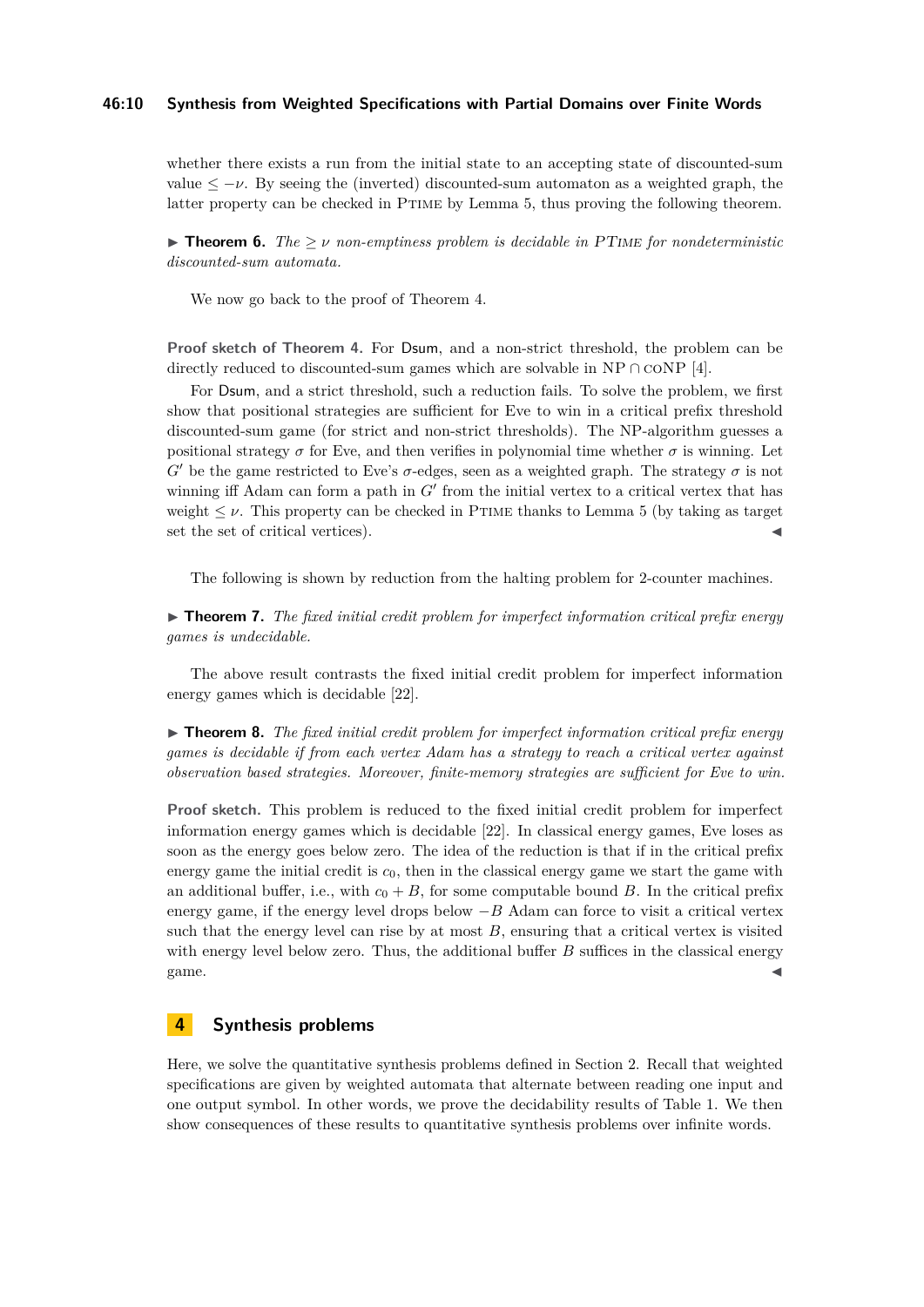whether there exists a run from the initial state to an accepting state of discounted-sum value $\leq -\nu$. By seeing the (inverted) discounted-sum automaton as a weighted graph, the latter property can be checked in PTIME by Lemma 5, thus proving the following theorem.

▶ **Theorem 6.** *The $\geq \nu$ non-emptiness problem is decidable in* PTIME *for nondeterministic discounted-sum automata.*

We now go back to the proof of Theorem 4.

**Proof sketch of Theorem 4.** For Dsum, and a non-strict threshold, the problem can be directly reduced to discounted-sum games which are solvable in NP ∩ coNP [4].

For Dsum, and a strict threshold, such a reduction fails. To solve the problem, we first show that positional strategies are sufficient for Eve to win in a critical prefix threshold discounted-sum game (for strict and non-strict thresholds). The NP-algorithm guesses a positional strategy $\sigma$ for Eve, and then verifies in polynomial time whether $\sigma$ is winning. Let $G'$ be the game restricted to Eve's $\sigma$-edges, seen as a weighted graph. The strategy $\sigma$ is not winning iff Adam can form a path in $G'$ from the initial vertex to a critical vertex that has weight $\leq \nu$. This property can be checked in PTIME thanks to Lemma 5 (by taking as target set the set of critical vertices). ◀

The following is shown by reduction from the halting problem for 2-counter machines.

▶ **Theorem 7.** *The fixed initial credit problem for imperfect information critical prefix energy games is undecidable.*

The above result contrasts the fixed initial credit problem for imperfect information energy games which is decidable [22].

▶ **Theorem 8.** *The fixed initial credit problem for imperfect information critical prefix energy games is decidable if from each vertex Adam has a strategy to reach a critical vertex against observation based strategies. Moreover, finite-memory strategies are sufficient for Eve to win.*

**Proof sketch.** This problem is reduced to the fixed initial credit problem for imperfect information energy games which is decidable [22]. In classical energy games, Eve loses as soon as the energy goes below zero. The idea of the reduction is that if in the critical prefix energy game the initial credit is $c_0$, then in the classical energy game we start the game with an additional buffer, i.e., with $c_0 + B$, for some computable bound $B$. In the critical prefix energy game, if the energy level drops below $-B$ Adam can force to visit a critical vertex such that the energy level can rise by at most $B$, ensuring that a critical vertex is visited with energy level below zero. Thus, the additional buffer $B$ suffices in the classical energy game. ◀

## 4 Synthesis problems

Here, we solve the quantitative synthesis problems defined in Section 2. Recall that weighted specifications are given by weighted automata that alternate between reading one input and one output symbol. In other words, we prove the decidability results of Table 1. We then show consequences of these results to quantitative synthesis problems over infinite words.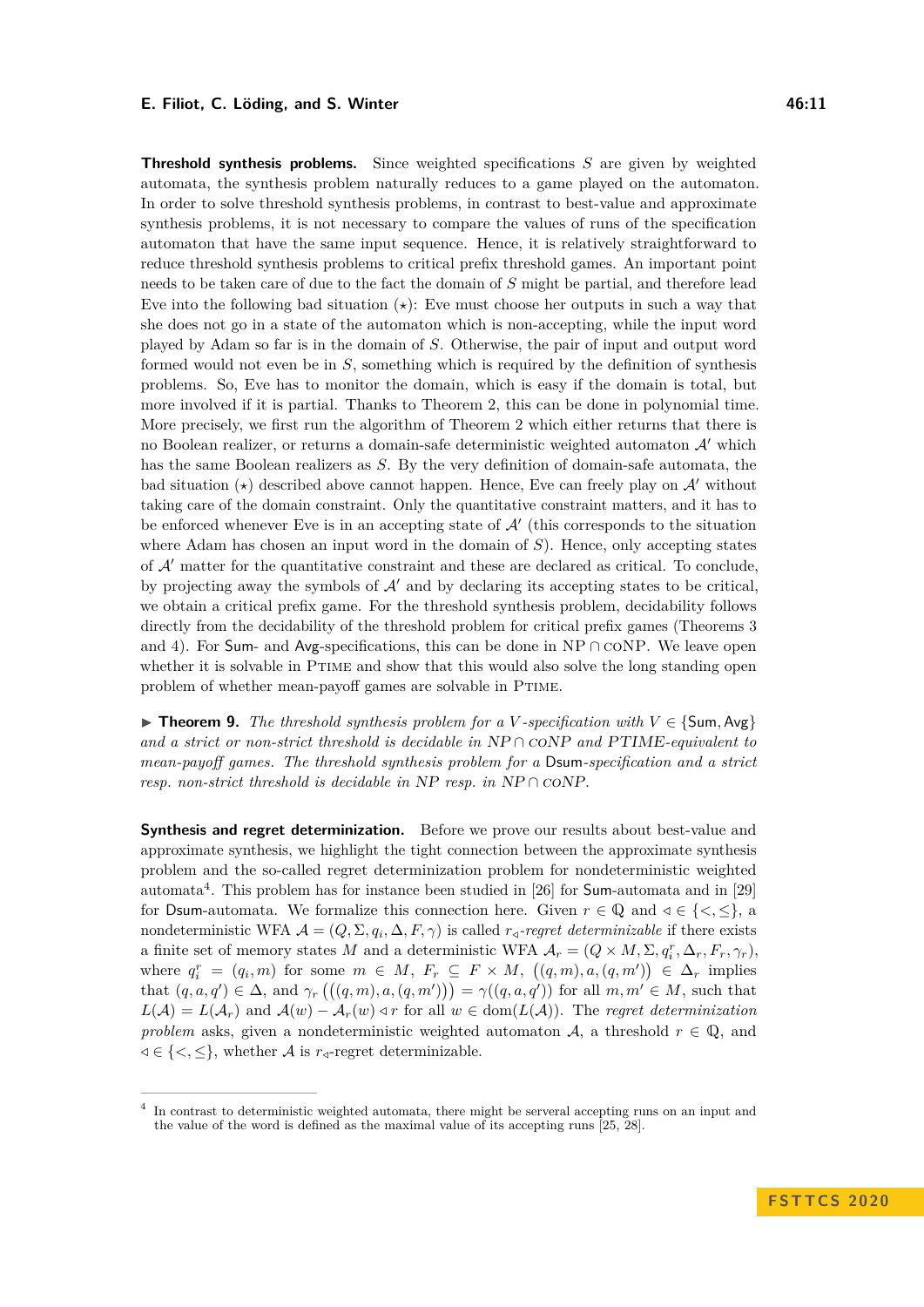**Threshold synthesis problems.** Since weighted specifications $S$ are given by weighted automata, the synthesis problem naturally reduces to a game played on the automaton. In order to solve threshold synthesis problems, in contrast to best-value and approximate synthesis problems, it is not necessary to compare the values of runs of the specification automaton that have the same input sequence. Hence, it is relatively straightforward to reduce threshold synthesis problems to critical prefix threshold games. An important point needs to be taken care of due to the fact the domain of $S$ might be partial, and therefore lead Eve into the following bad situation ($\star$): Eve must choose her outputs in such a way that she does not go in a state of the automaton which is non-accepting, while the input word played by Adam so far is in the domain of $S$. Otherwise, the pair of input and output word formed would not even be in $S$, something which is required by the definition of synthesis problems. So, Eve has to monitor the domain, which is easy if the domain is total, but more involved if it is partial. Thanks to Theorem 2, this can be done in polynomial time. More precisely, we first run the algorithm of Theorem 2 which either returns that there is no Boolean realizer, or returns a domain-safe deterministic weighted automaton $\mathcal{A}'$ which has the same Boolean realizers as $S$. By the very definition of domain-safe automata, the bad situation ($\star$) described above cannot happen. Hence, Eve can freely play on $\mathcal{A}'$ without taking care of the domain constraint. Only the quantitative constraint matters, and it has to be enforced whenever Eve is in an accepting state of $\mathcal{A}'$ (this corresponds to the situation where Adam has chosen an input word in the domain of $S$). Hence, only accepting states of $\mathcal{A}'$ matter for the quantitative constraint and these are declared as critical. To conclude, by projecting away the symbols of $\mathcal{A}'$ and by declaring its accepting states to be critical, we obtain a critical prefix game. For the threshold synthesis problem, decidability follows directly from the decidability of the threshold problem for critical prefix games (Theorems 3 and 4). For Sum- and Avg-specifications, this can be done in NP $\cap$ coNP. We leave open whether it is solvable in PTIME and show that this would also solve the long standing open problem of whether mean-payoff games are solvable in PTIME.

▶ **Theorem 9.** *The threshold synthesis problem for a $V$-specification with $V \in \{\mathsf{Sum}, \mathsf{Avg}\}$ and a strict or non-strict threshold is decidable in NP $\cap$ coNP and PTIME-equivalent to mean-payoff games. The threshold synthesis problem for a* Dsum*-specification and a strict resp. non-strict threshold is decidable in NP resp. in NP $\cap$ coNP.*

**Synthesis and regret determinization.** Before we prove our results about best-value and approximate synthesis, we highlight the tight connection between the approximate synthesis problem and the so-called regret determinization problem for nondeterministic weighted automata[4]. This problem has for instance been studied in [26] for Sum-automata and in [29] for Dsum-automata. We formalize this connection here. Given $r \in \mathbb{Q}$ and $\triangleleft \in \{<, \leq\}$, a nondeterministic WFA $\mathcal{A} = (Q, \Sigma, q_i, \Delta, F, \gamma)$ is called *$r_\triangleleft$-regret determinizable* if there exists a finite set of memory states $M$ and a deterministic WFA $\mathcal{A}_r = (Q \times M, \Sigma, q_i^r, \Delta_r, F_r, \gamma_r)$, where $q_i^r = (q_i, m)$ for some $m \in M$, $F_r \subseteq F \times M$, $\big((q, m), a, (q, m')\big) \in \Delta_r$ implies that $(q, a, q') \in \Delta$, and $\gamma_r\left(\big((q, m), a, (q, m')\big)\right) = \gamma((q, a, q'))$ for all $m, m' \in M$, such that $L(\mathcal{A}) = L(\mathcal{A}_r)$ and $\mathcal{A}(w) - \mathcal{A}_r(w) \triangleleft r$ for all $w \in \mathrm{dom}(L(\mathcal{A}))$. The *regret determinization problem* asks, given a nondeterministic weighted automaton $\mathcal{A}$, a threshold $r \in \mathbb{Q}$, and $\triangleleft \in \{<, \leq\}$, whether $\mathcal{A}$ is $r_\triangleleft$-regret determinizable.

---

[4] In contrast to deterministic weighted automata, there might be serveral accepting runs on an input and the value of the word is defined as the maximal value of its accepting runs [25, 28].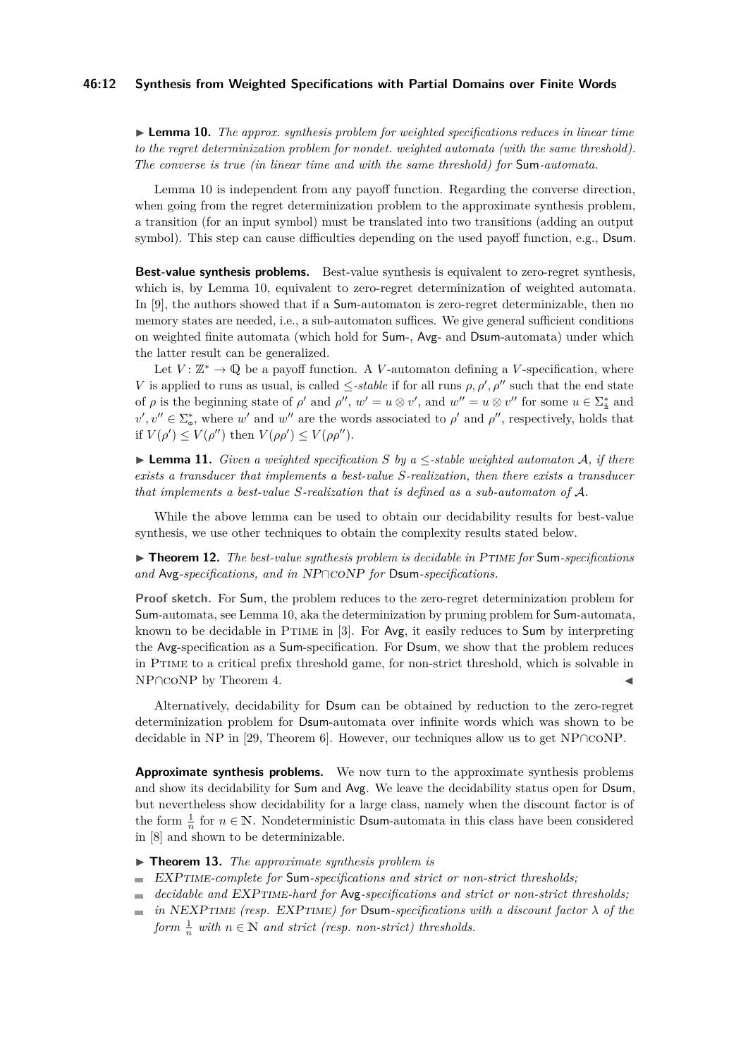▶ **Lemma 10.** *The approx. synthesis problem for weighted specifications reduces in linear time to the regret determinization problem for nondet. weighted automata (with the same threshold). The converse is true (in linear time and with the same threshold) for* Sum*-automata.*

Lemma 10 is independent from any payoff function. Regarding the converse direction, when going from the regret determinization problem to the approximate synthesis problem, a transition (for an input symbol) must be translated into two transitions (adding an output symbol). This step can cause difficulties depending on the used payoff function, e.g., Dsum.

**Best-value synthesis problems.** Best-value synthesis is equivalent to zero-regret synthesis, which is, by Lemma 10, equivalent to zero-regret determinization of weighted automata. In [9], the authors showed that if a Sum-automaton is zero-regret determinizable, then no memory states are needed, i.e., a sub-automaton suffices. We give general sufficient conditions on weighted finite automata (which hold for Sum-, Avg- and Dsum-automata) under which the latter result can be generalized.

Let $V : \mathbb{Z}^* \to \mathbb{Q}$ be a payoff function. A $V$-automaton defining a $V$-specification, where $V$ is applied to runs as usual, is called $\leq$*-stable* if for all runs $\rho, \rho', \rho''$ such that the end state of $\rho$ is the beginning state of $\rho'$ and $\rho''$, $w' = u \otimes v'$, and $w'' = u \otimes v''$ for some $u \in \Sigma_{\mathtt{i}}^*$ and $v', v'' \in \Sigma_{\mathtt{o}}^*$, where $w'$ and $w''$ are the words associated to $\rho'$ and $\rho''$, respectively, holds that if $V(\rho') \leq V(\rho'')$ then $V(\rho\rho') \leq V(\rho\rho'')$.

▶ **Lemma 11.** *Given a weighted specification $S$ by a $\leq$-stable weighted automaton $\mathcal{A}$, if there exists a transducer that implements a best-value $S$-realization, then there exists a transducer that implements a best-value $S$-realization that is defined as a sub-automaton of $\mathcal{A}$.*

While the above lemma can be used to obtain our decidability results for best-value synthesis, we use other techniques to obtain the complexity results stated below.

▶ **Theorem 12.** *The best-value synthesis problem is decidable in* PTIME *for* Sum*-specifications and* Avg*-specifications, and in NP∩coNP for* Dsum*-specifications.*

**Proof sketch.** For Sum, the problem reduces to the zero-regret determinization problem for Sum-automata, see Lemma 10, aka the determinization by pruning problem for Sum-automata, known to be decidable in PTIME in [3]. For Avg, it easily reduces to Sum by interpreting the Avg-specification as a Sum-specification. For Dsum, we show that the problem reduces in PTIME to a critical prefix threshold game, for non-strict threshold, which is solvable in NP∩coNP by Theorem 4. ◀

Alternatively, decidability for Dsum can be obtained by reduction to the zero-regret determinization problem for Dsum-automata over infinite words which was shown to be decidable in NP in [29, Theorem 6]. However, our techniques allow us to get NP∩coNP.

**Approximate synthesis problems.** We now turn to the approximate synthesis problems and show its decidability for Sum and Avg. We leave the decidability status open for Dsum, but nevertheless show decidability for a large class, namely when the discount factor is of the form $\frac{1}{n}$ for $n \in \mathbb{N}$. Nondeterministic Dsum-automata in this class have been considered in [8] and shown to be determinizable.

▶ **Theorem 13.** *The approximate synthesis problem is*

- *EXPTIME-complete for* Sum*-specifications and strict or non-strict thresholds;*
- *decidable and EXPTIME-hard for* Avg*-specifications and strict or non-strict thresholds;*
- *in NEXPTIME (resp. EXPTIME) for* Dsum*-specifications with a discount factor $\lambda$ of the form $\frac{1}{n}$ with $n \in \mathbb{N}$ and strict (resp. non-strict) thresholds.*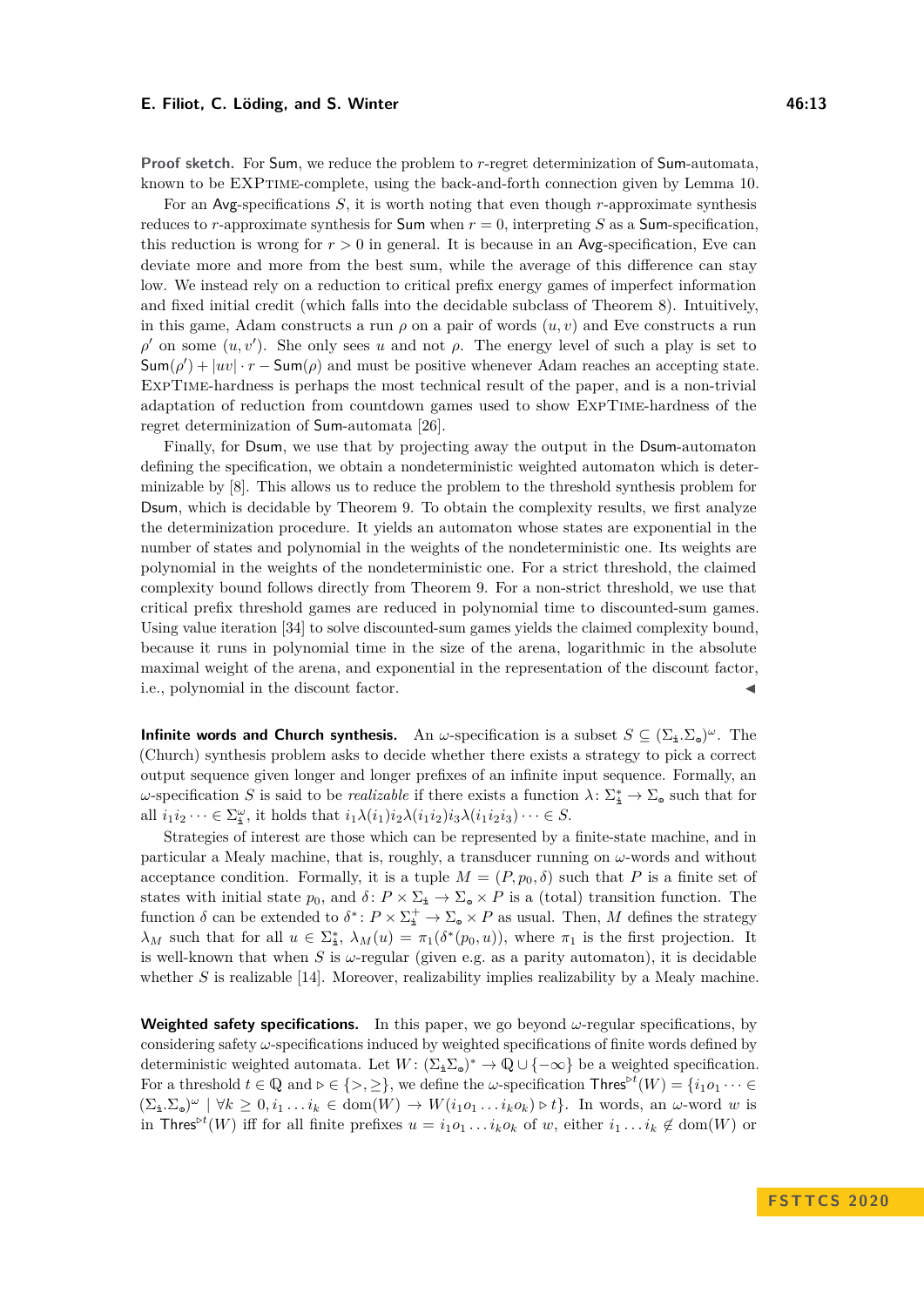**Proof sketch.** For Sum, we reduce the problem to $r$-regret determinization of Sum-automata, known to be EXPTime-complete, using the back-and-forth connection given by Lemma 10.

For an Avg-specifications $S$, it is worth noting that even though $r$-approximate synthesis reduces to $r$-approximate synthesis for Sum when $r = 0$, interpreting $S$ as a Sum-specification, this reduction is wrong for $r > 0$ in general. It is because in an Avg-specification, Eve can deviate more and more from the best sum, while the average of this difference can stay low. We instead rely on a reduction to critical prefix energy games of imperfect information and fixed initial credit (which falls into the decidable subclass of Theorem 8). Intuitively, in this game, Adam constructs a run $\rho$ on a pair of words $(u, v)$ and Eve constructs a run $\rho'$ on some $(u, v')$. She only sees $u$ and not $\rho$. The energy level of such a play is set to $\mathsf{Sum}(\rho') + |uv| \cdot r - \mathsf{Sum}(\rho)$ and must be positive whenever Adam reaches an accepting state. EXPTime-hardness is perhaps the most technical result of the paper, and is a non-trivial adaptation of reduction from countdown games used to show EXPTime-hardness of the regret determinization of Sum-automata [26].

Finally, for Dsum, we use that by projecting away the output in the Dsum-automaton defining the specification, we obtain a nondeterministic weighted automaton which is determinizable by [8]. This allows us to reduce the problem to the threshold synthesis problem for Dsum, which is decidable by Theorem 9. To obtain the complexity results, we first analyze the determinization procedure. It yields an automaton whose states are exponential in the number of states and polynomial in the weights of the nondeterministic one. Its weights are polynomial in the weights of the nondeterministic one. For a strict threshold, the claimed complexity bound follows directly from Theorem 9. For a non-strict threshold, we use that critical prefix threshold games are reduced in polynomial time to discounted-sum games. Using value iteration [34] to solve discounted-sum games yields the claimed complexity bound, because it runs in polynomial time in the size of the arena, logarithmic in the absolute maximal weight of the arena, and exponential in the representation of the discount factor, i.e., polynomial in the discount factor. ◀

**Infinite words and Church synthesis.** An $\omega$-specification is a subset $S \subseteq (\Sigma_{\mathtt{i}}.\Sigma_{\mathtt{o}})^\omega$. The (Church) synthesis problem asks to decide whether there exists a strategy to pick a correct output sequence given longer and longer prefixes of an infinite input sequence. Formally, an $\omega$-specification $S$ is said to be *realizable* if there exists a function $\lambda\colon \Sigma_{\mathtt{i}}^* \to \Sigma_{\mathtt{o}}$ such that for all $i_1 i_2 \cdots \in \Sigma_{\mathtt{i}}^\omega$, it holds that $i_1\lambda(i_1)i_2\lambda(i_1 i_2)i_3\lambda(i_1 i_2 i_3)\cdots \in S$.

Strategies of interest are those which can be represented by a finite-state machine, and in particular a Mealy machine, that is, roughly, a transducer running on $\omega$-words and without acceptance condition. Formally, it is a tuple $M = (P, p_0, \delta)$ such that $P$ is a finite set of states with initial state $p_0$, and $\delta\colon P \times \Sigma_{\mathtt{i}} \to \Sigma_{\mathtt{o}} \times P$ is a (total) transition function. The function $\delta$ can be extended to $\delta^*\colon P \times \Sigma_{\mathtt{i}}^+ \to \Sigma_{\mathtt{o}} \times P$ as usual. Then, $M$ defines the strategy $\lambda_M$ such that for all $u \in \Sigma_{\mathtt{i}}^*$, $\lambda_M(u) = \pi_1(\delta^*(p_0, u))$, where $\pi_1$ is the first projection. It is well-known that when $S$ is $\omega$-regular (given e.g. as a parity automaton), it is decidable whether $S$ is realizable [14]. Moreover, realizability implies realizability by a Mealy machine.

**Weighted safety specifications.** In this paper, we go beyond $\omega$-regular specifications, by considering safety $\omega$-specifications induced by weighted specifications of finite words defined by deterministic weighted automata. Let $W\colon (\Sigma_{\mathtt{i}}\Sigma_{\mathtt{o}})^* \to \mathbb{Q} \cup \{-\infty\}$ be a weighted specification. For a threshold $t \in \mathbb{Q}$ and $\triangleright \in \{>, \geq\}$, we define the $\omega$-specification $\mathsf{Thres}^{\triangleright t}(W) = \{i_1 o_1 \cdots \in (\Sigma_{\mathtt{i}}.\Sigma_{\mathtt{o}})^\omega \mid \forall k \geq 0, i_1 \ldots i_k \in \mathrm{dom}(W) \to W(i_1 o_1 \ldots i_k o_k) \triangleright t\}$. In words, an $\omega$-word $w$ is in $\mathsf{Thres}^{\triangleright t}(W)$ iff for all finite prefixes $u = i_1 o_1 \ldots i_k o_k$ of $w$, either $i_1 \ldots i_k \notin \mathrm{dom}(W)$ or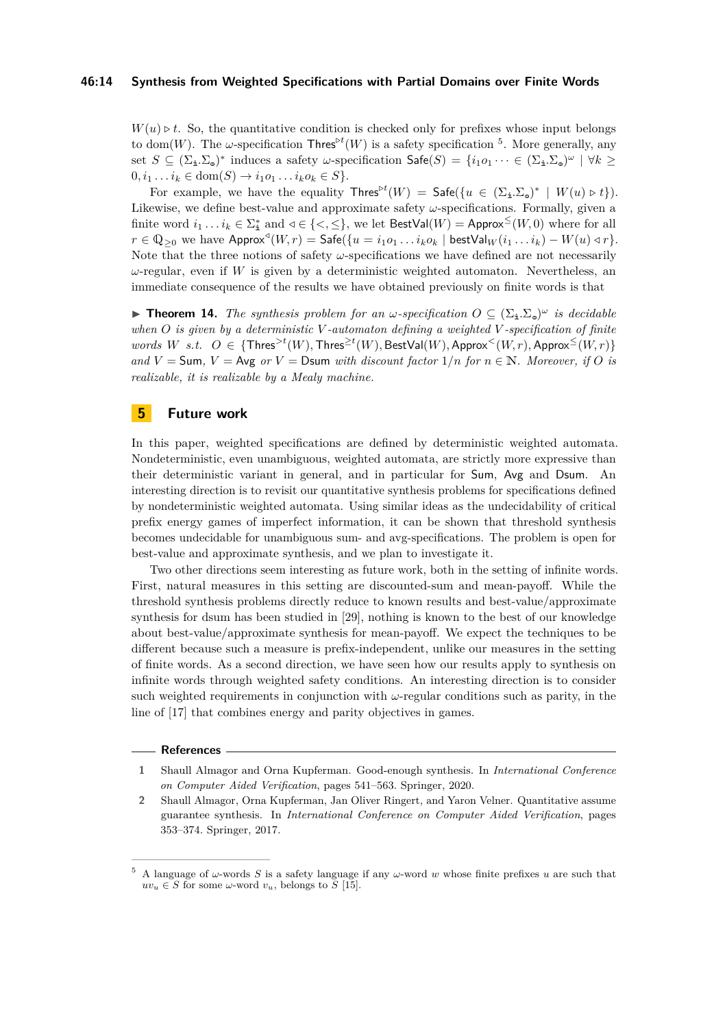$W(u) \triangleright t$. So, the quantitative condition is checked only for prefixes whose input belongs to $\text{dom}(W)$. The $\omega$-specification $\mathsf{Thres}^{\triangleright t}(W)$ is a safety specification [5]. More generally, any set $S \subseteq (\Sigma_{\mathtt{i}}.\Sigma_{\mathtt{o}})^*$ induces a safety $\omega$-specification $\mathsf{Safe}(S) = \{i_1 o_1 \cdots \in (\Sigma_{\mathtt{i}}.\Sigma_{\mathtt{o}})^\omega \mid \forall k \geq 0, i_1 \dots i_k \in \text{dom}(S) \rightarrow i_1 o_1 \dots i_k o_k \in S\}$.

For example, we have the equality $\mathsf{Thres}^{\triangleright t}(W) = \mathsf{Safe}(\{u \in (\Sigma_{\mathtt{i}}.\Sigma_{\mathtt{o}})^* \mid W(u) \triangleright t\})$. Likewise, we define best-value and approximate safety $\omega$-specifications. Formally, given a finite word $i_1 \dots i_k \in \Sigma_{\mathtt{i}}^*$ and $\triangleleft \in \{<, \leq\}$, we let $\mathsf{BestVal}(W) = \mathsf{Approx}^{\leq}(W, 0)$ where for all $r \in \mathbb{Q}_{\geq 0}$ we have $\mathsf{Approx}^{\triangleleft}(W, r) = \mathsf{Safe}(\{u = i_1 o_1 \dots i_k o_k \mid \mathsf{bestVal}_W(i_1 \dots i_k) - W(u) \triangleleft r\}$. Note that the three notions of safety $\omega$-specifications we have defined are not necessarily $\omega$-regular, even if $W$ is given by a deterministic weighted automaton. Nevertheless, an immediate consequence of the results we have obtained previously on finite words is that

▶ **Theorem 14.** *The synthesis problem for an $\omega$-specification $O \subseteq (\Sigma_{\mathtt{i}}.\Sigma_{\mathtt{o}})^\omega$ is decidable when $O$ is given by a deterministic $V$-automaton defining a weighted $V$-specification of finite words $W$ s.t. $O \in \{\mathsf{Thres}^{>t}(W), \mathsf{Thres}^{\geq t}(W), \mathsf{BestVal}(W), \mathsf{Approx}^{<}(W, r), \mathsf{Approx}^{\leq}(W, r)\}$ and $V = \mathsf{Sum}$, $V = \mathsf{Avg}$ or $V = \mathsf{Dsum}$ with discount factor $1/n$ for $n \in \mathbb{N}$. Moreover, if $O$ is realizable, it is realizable by a Mealy machine.*

## 5 Future work

In this paper, weighted specifications are defined by deterministic weighted automata. Nondeterministic, even unambiguous, weighted automata, are strictly more expressive than their deterministic variant in general, and in particular for $\mathsf{Sum}$, $\mathsf{Avg}$ and $\mathsf{Dsum}$. An interesting direction is to revisit our quantitative synthesis problems for specifications defined by nondeterministic weighted automata. Using similar ideas as the undecidability of critical prefix energy games of imperfect information, it can be shown that threshold synthesis becomes undecidable for unambiguous sum- and avg-specifications. The problem is open for best-value and approximate synthesis, and we plan to investigate it.

Two other directions seem interesting as future work, both in the setting of infinite words. First, natural measures in this setting are discounted-sum and mean-payoff. While the threshold synthesis problems directly reduce to known results and best-value/approximate synthesis for dsum has been studied in [29], nothing is known to the best of our knowledge about best-value/approximate synthesis for mean-payoff. We expect the techniques to be different because such a measure is prefix-independent, unlike our measures in the setting of finite words. As a second direction, we have seen how our results apply to synthesis on infinite words through weighted safety conditions. An interesting direction is to consider such weighted requirements in conjunction with $\omega$-regular conditions such as parity, in the line of [17] that combines energy and parity objectives in games.

## References

1. Shaull Almagor and Orna Kupferman. Good-enough synthesis. In *International Conference on Computer Aided Verification*, pages 541–563. Springer, 2020.
2. Shaull Almagor, Orna Kupferman, Jan Oliver Ringert, and Yaron Velner. Quantitative assume guarantee synthesis. In *International Conference on Computer Aided Verification*, pages 353–374. Springer, 2017.

---

[5] A language of $\omega$-words $S$ is a safety language if any $\omega$-word $w$ whose finite prefixes $u$ are such that $uv_u \in S$ for some $\omega$-word $v_u$, belongs to $S$ [15].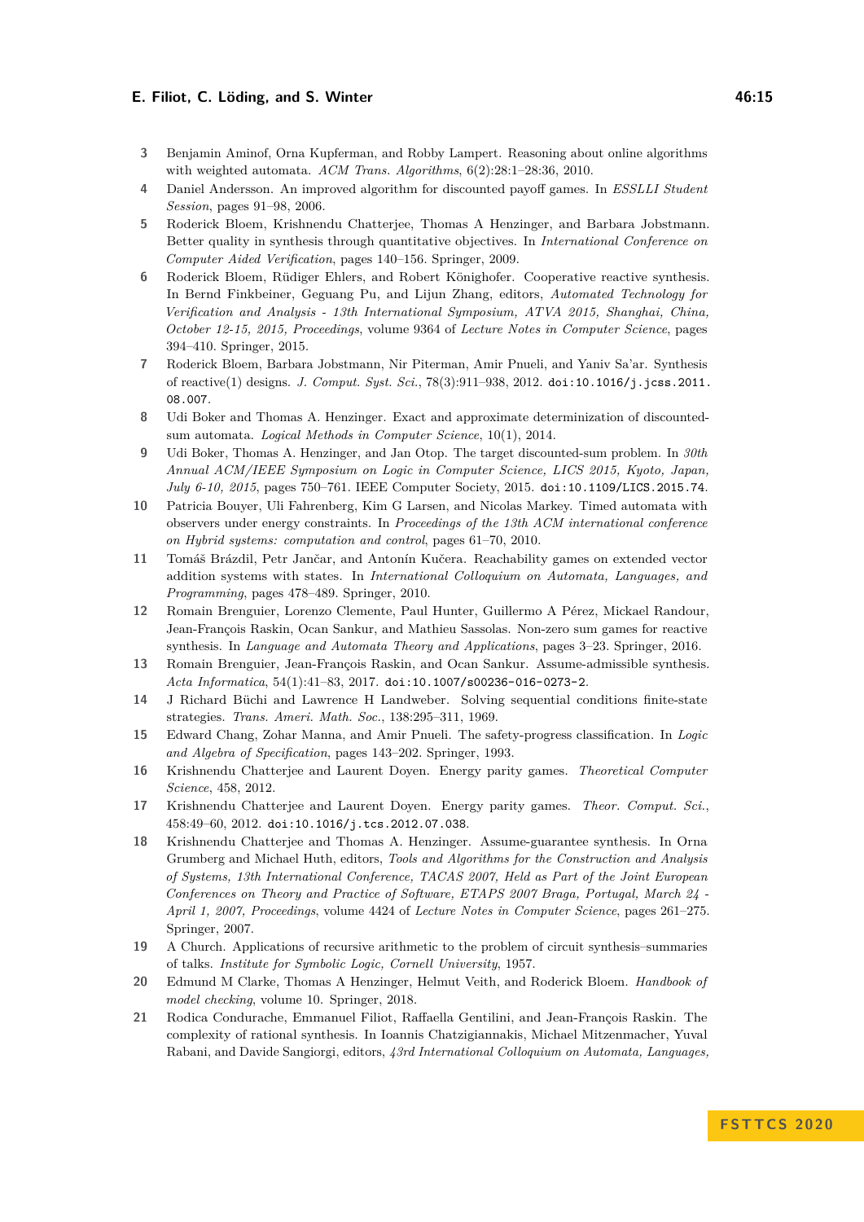3. Benjamin Aminof, Orna Kupferman, and Robby Lampert. Reasoning about online algorithms with weighted automata. *ACM Trans. Algorithms*, 6(2):28:1–28:36, 2010.
4. Daniel Andersson. An improved algorithm for discounted payoff games. In *ESSLLI Student Session*, pages 91–98, 2006.
5. Roderick Bloem, Krishnendu Chatterjee, Thomas A Henzinger, and Barbara Jobstmann. Better quality in synthesis through quantitative objectives. In *International Conference on Computer Aided Verification*, pages 140–156. Springer, 2009.
6. Roderick Bloem, Rüdiger Ehlers, and Robert Könighofer. Cooperative reactive synthesis. In Bernd Finkbeiner, Geguang Pu, and Lijun Zhang, editors, *Automated Technology for Verification and Analysis - 13th International Symposium, ATVA 2015, Shanghai, China, October 12-15, 2015, Proceedings*, volume 9364 of *Lecture Notes in Computer Science*, pages 394–410. Springer, 2015.
7. Roderick Bloem, Barbara Jobstmann, Nir Piterman, Amir Pnueli, and Yaniv Sa'ar. Synthesis of reactive(1) designs. *J. Comput. Syst. Sci.*, 78(3):911–938, 2012. `doi:10.1016/j.jcss.2011.08.007`.
8. Udi Boker and Thomas A. Henzinger. Exact and approximate determinization of discounted-sum automata. *Logical Methods in Computer Science*, 10(1), 2014.
9. Udi Boker, Thomas A. Henzinger, and Jan Otop. The target discounted-sum problem. In *30th Annual ACM/IEEE Symposium on Logic in Computer Science, LICS 2015, Kyoto, Japan, July 6-10, 2015*, pages 750–761. IEEE Computer Society, 2015. `doi:10.1109/LICS.2015.74`.
10. Patricia Bouyer, Uli Fahrenberg, Kim G Larsen, and Nicolas Markey. Timed automata with observers under energy constraints. In *Proceedings of the 13th ACM international conference on Hybrid systems: computation and control*, pages 61–70, 2010.
11. Tomáš Brázdil, Petr Jančar, and Antonín Kučera. Reachability games on extended vector addition systems with states. In *International Colloquium on Automata, Languages, and Programming*, pages 478–489. Springer, 2010.
12. Romain Brenguier, Lorenzo Clemente, Paul Hunter, Guillermo A Pérez, Mickael Randour, Jean-François Raskin, Ocan Sankur, and Mathieu Sassolas. Non-zero sum games for reactive synthesis. In *Language and Automata Theory and Applications*, pages 3–23. Springer, 2016.
13. Romain Brenguier, Jean-François Raskin, and Ocan Sankur. Assume-admissible synthesis. *Acta Informatica*, 54(1):41–83, 2017. `doi:10.1007/s00236-016-0273-2`.
14. J Richard Büchi and Lawrence H Landweber. Solving sequential conditions finite-state strategies. *Trans. Ameri. Math. Soc.*, 138:295–311, 1969.
15. Edward Chang, Zohar Manna, and Amir Pnueli. The safety-progress classification. In *Logic and Algebra of Specification*, pages 143–202. Springer, 1993.
16. Krishnendu Chatterjee and Laurent Doyen. Energy parity games. *Theoretical Computer Science*, 458, 2012.
17. Krishnendu Chatterjee and Laurent Doyen. Energy parity games. *Theor. Comput. Sci.*, 458:49–60, 2012. `doi:10.1016/j.tcs.2012.07.038`.
18. Krishnendu Chatterjee and Thomas A. Henzinger. Assume-guarantee synthesis. In Orna Grumberg and Michael Huth, editors, *Tools and Algorithms for the Construction and Analysis of Systems, 13th International Conference, TACAS 2007, Held as Part of the Joint European Conferences on Theory and Practice of Software, ETAPS 2007 Braga, Portugal, March 24 - April 1, 2007, Proceedings*, volume 4424 of *Lecture Notes in Computer Science*, pages 261–275. Springer, 2007.
19. A Church. Applications of recursive arithmetic to the problem of circuit synthesis–summaries of talks. *Institute for Symbolic Logic, Cornell University*, 1957.
20. Edmund M Clarke, Thomas A Henzinger, Helmut Veith, and Roderick Bloem. *Handbook of model checking*, volume 10. Springer, 2018.
21. Rodica Condurache, Emmanuel Filiot, Raffaella Gentilini, and Jean-François Raskin. The complexity of rational synthesis. In Ioannis Chatzigiannakis, Michael Mitzenmacher, Yuval Rabani, and Davide Sangiorgi, editors, *43rd International Colloquium on Automata, Languages,*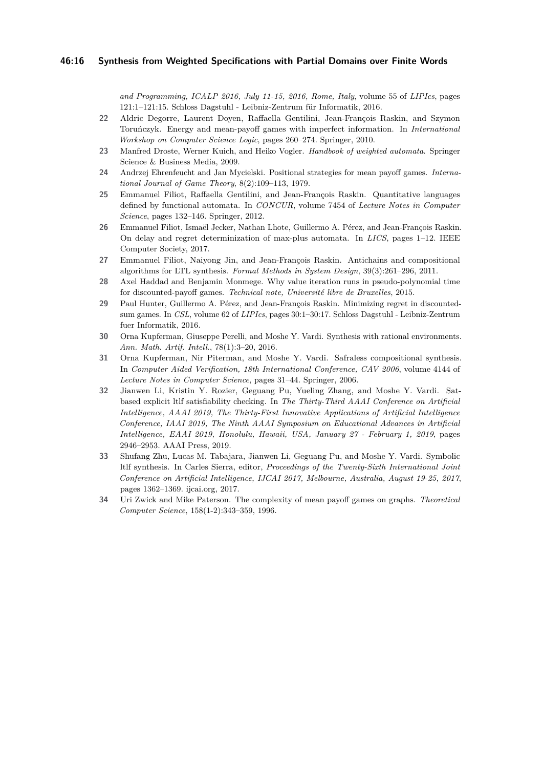*and Programming, ICALP 2016, July 11-15, 2016, Rome, Italy*, volume 55 of *LIPIcs*, pages 121:1–121:15. Schloss Dagstuhl - Leibniz-Zentrum für Informatik, 2016.

**22** Aldric Degorre, Laurent Doyen, Raffaella Gentilini, Jean-François Raskin, and Szymon Toruńczyk. Energy and mean-payoff games with imperfect information. In *International Workshop on Computer Science Logic*, pages 260–274. Springer, 2010.

**23** Manfred Droste, Werner Kuich, and Heiko Vogler. *Handbook of weighted automata*. Springer Science & Business Media, 2009.

**24** Andrzej Ehrenfeucht and Jan Mycielski. Positional strategies for mean payoff games. *International Journal of Game Theory*, 8(2):109–113, 1979.

**25** Emmanuel Filiot, Raffaella Gentilini, and Jean-François Raskin. Quantitative languages defined by functional automata. In *CONCUR*, volume 7454 of *Lecture Notes in Computer Science*, pages 132–146. Springer, 2012.

**26** Emmanuel Filiot, Ismaël Jecker, Nathan Lhote, Guillermo A. Pérez, and Jean-François Raskin. On delay and regret determinization of max-plus automata. In *LICS*, pages 1–12. IEEE Computer Society, 2017.

**27** Emmanuel Filiot, Naiyong Jin, and Jean-François Raskin. Antichains and compositional algorithms for LTL synthesis. *Formal Methods in System Design*, 39(3):261–296, 2011.

**28** Axel Haddad and Benjamin Monmege. Why value iteration runs in pseudo-polynomial time for discounted-payoff games. *Technical note, Université libre de Bruxelles*, 2015.

**29** Paul Hunter, Guillermo A. Pérez, and Jean-François Raskin. Minimizing regret in discounted-sum games. In *CSL*, volume 62 of *LIPIcs*, pages 30:1–30:17. Schloss Dagstuhl - Leibniz-Zentrum fuer Informatik, 2016.

**30** Orna Kupferman, Giuseppe Perelli, and Moshe Y. Vardi. Synthesis with rational environments. *Ann. Math. Artif. Intell.*, 78(1):3–20, 2016.

**31** Orna Kupferman, Nir Piterman, and Moshe Y. Vardi. Safraless compositional synthesis. In *Computer Aided Verification, 18th International Conference, CAV 2006*, volume 4144 of *Lecture Notes in Computer Science*, pages 31–44. Springer, 2006.

**32** Jianwen Li, Kristin Y. Rozier, Geguang Pu, Yueling Zhang, and Moshe Y. Vardi. Sat-based explicit ltlf satisfiability checking. In *The Thirty-Third AAAI Conference on Artificial Intelligence, AAAI 2019, The Thirty-First Innovative Applications of Artificial Intelligence Conference, IAAI 2019, The Ninth AAAI Symposium on Educational Advances in Artificial Intelligence, EAAI 2019, Honolulu, Hawaii, USA, January 27 - February 1, 2019*, pages 2946–2953. AAAI Press, 2019.

**33** Shufang Zhu, Lucas M. Tabajara, Jianwen Li, Geguang Pu, and Moshe Y. Vardi. Symbolic ltlf synthesis. In Carles Sierra, editor, *Proceedings of the Twenty-Sixth International Joint Conference on Artificial Intelligence, IJCAI 2017, Melbourne, Australia, August 19-25, 2017*, pages 1362–1369. ijcai.org, 2017.

**34** Uri Zwick and Mike Paterson. The complexity of mean payoff games on graphs. *Theoretical Computer Science*, 158(1-2):343–359, 1996.